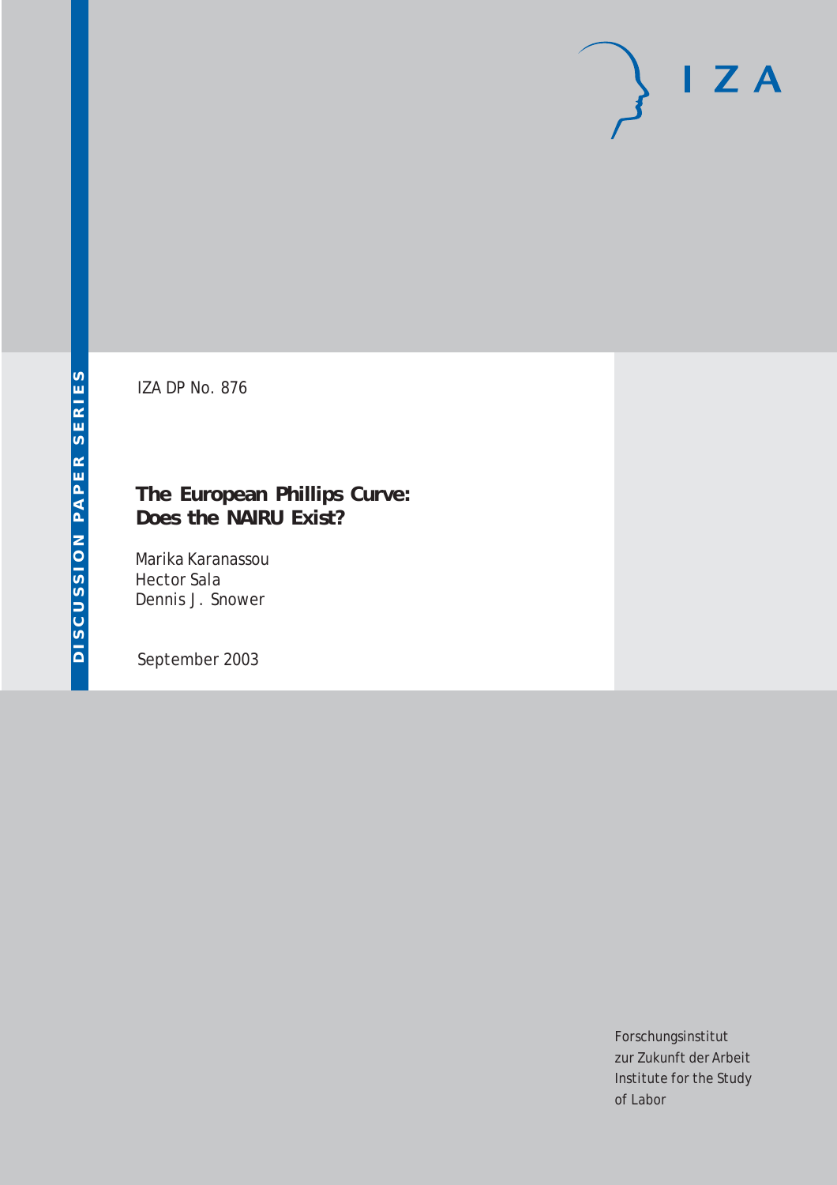DISCUSSION PAPER SERIES

IZA DP No. 876

# The European Phillips Curve: Does the NAIRU Exist?

Marika Karanassou
Hector Sala
Dennis J. Snower

September 2003

Forschungsinstitut
zur Zukunft der Arbeit
Institute for the Study
of Labor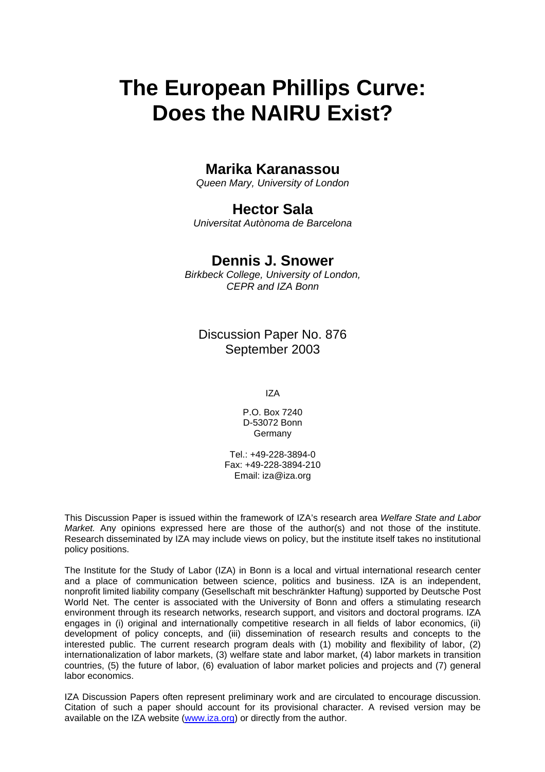# The European Phillips Curve: Does the NAIRU Exist?

## Marika Karanassou

*Queen Mary, University of London*

## Hector Sala

*Universitat Autònoma de Barcelona*

## Dennis J. Snower

*Birkbeck College, University of London, CEPR and IZA Bonn*

Discussion Paper No. 876
September 2003

IZA

P.O. Box 7240
D-53072 Bonn
Germany

Tel.: +49-228-3894-0
Fax: +49-228-3894-210
Email: iza@iza.org

This Discussion Paper is issued within the framework of IZA's research area *Welfare State and Labor Market.* Any opinions expressed here are those of the author(s) and not those of the institute. Research disseminated by IZA may include views on policy, but the institute itself takes no institutional policy positions.

The Institute for the Study of Labor (IZA) in Bonn is a local and virtual international research center and a place of communication between science, politics and business. IZA is an independent, nonprofit limited liability company (Gesellschaft mit beschränkter Haftung) supported by Deutsche Post World Net. The center is associated with the University of Bonn and offers a stimulating research environment through its research networks, research support, and visitors and doctoral programs. IZA engages in (i) original and internationally competitive research in all fields of labor economics, (ii) development of policy concepts, and (iii) dissemination of research results and concepts to the interested public. The current research program deals with (1) mobility and flexibility of labor, (2) internationalization of labor markets, (3) welfare state and labor market, (4) labor markets in transition countries, (5) the future of labor, (6) evaluation of labor market policies and projects and (7) general labor economics.

IZA Discussion Papers often represent preliminary work and are circulated to encourage discussion. Citation of such a paper should account for its provisional character. A revised version may be available on the IZA website (www.iza.org) or directly from the author.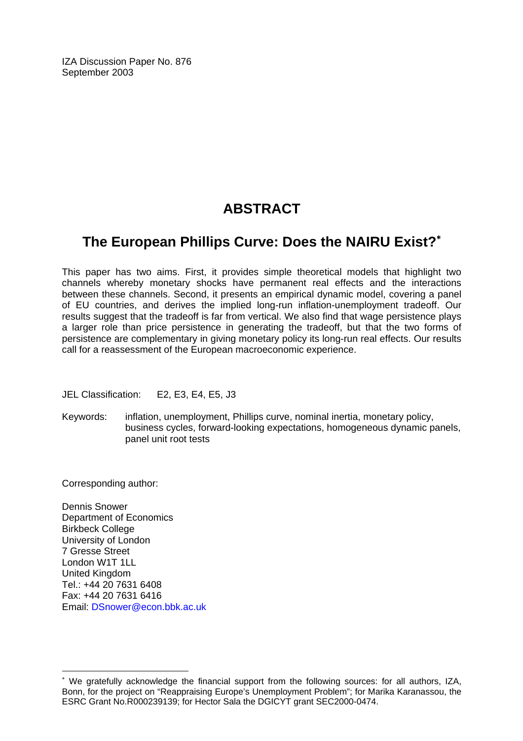IZA Discussion Paper No. 876
September 2003

# ABSTRACT

## The European Phillips Curve: Does the NAIRU Exist?*

This paper has two aims. First, it provides simple theoretical models that highlight two channels whereby monetary shocks have permanent real effects and the interactions between these channels. Second, it presents an empirical dynamic model, covering a panel of EU countries, and derives the implied long-run inflation-unemployment tradeoff. Our results suggest that the tradeoff is far from vertical. We also find that wage persistence plays a larger role than price persistence in generating the tradeoff, but that the two forms of persistence are complementary in giving monetary policy its long-run real effects. Our results call for a reassessment of the European macroeconomic experience.

JEL Classification: E2, E3, E4, E5, J3

Keywords: inflation, unemployment, Phillips curve, nominal inertia, monetary policy, business cycles, forward-looking expectations, homogeneous dynamic panels, panel unit root tests

Corresponding author:

Dennis Snower
Department of Economics
Birkbeck College
University of London
7 Gresse Street
London W1T 1LL
United Kingdom
Tel.: +44 20 7631 6408
Fax: +44 20 7631 6416
Email: DSnower@econ.bbk.ac.uk

---

* We gratefully acknowledge the financial support from the following sources: for all authors, IZA, Bonn, for the project on "Reappraising Europe's Unemployment Problem"; for Marika Karanassou, the ESRC Grant No.R000239139; for Hector Sala the DGICYT grant SEC2000-0474.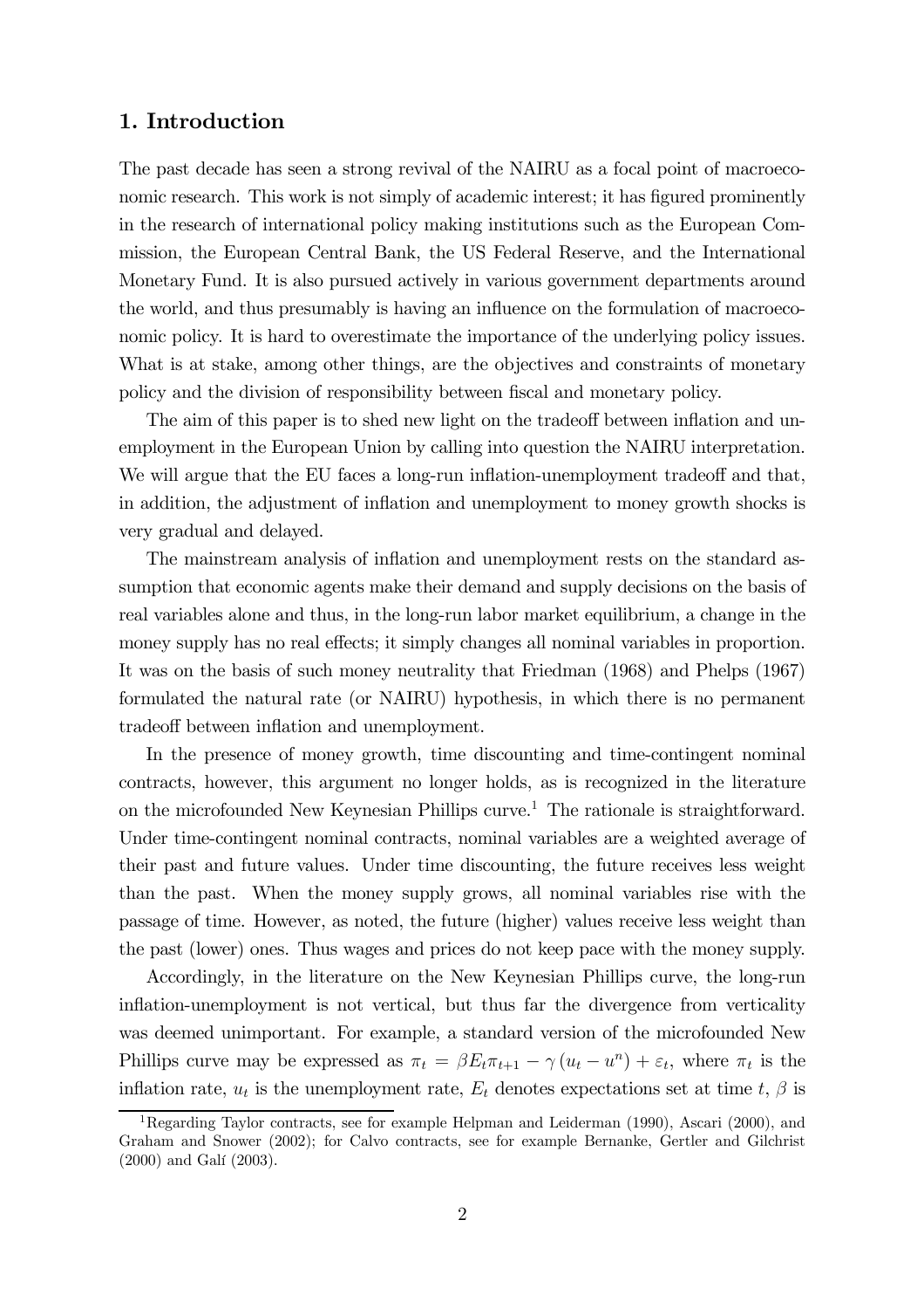## 1. Introduction

The past decade has seen a strong revival of the NAIRU as a focal point of macroeconomic research. This work is not simply of academic interest; it has figured prominently in the research of international policy making institutions such as the European Commission, the European Central Bank, the US Federal Reserve, and the International Monetary Fund. It is also pursued actively in various government departments around the world, and thus presumably is having an influence on the formulation of macroeconomic policy. It is hard to overestimate the importance of the underlying policy issues. What is at stake, among other things, are the objectives and constraints of monetary policy and the division of responsibility between fiscal and monetary policy.

The aim of this paper is to shed new light on the tradeoff between inflation and unemployment in the European Union by calling into question the NAIRU interpretation. We will argue that the EU faces a long-run inflation-unemployment tradeoff and that, in addition, the adjustment of inflation and unemployment to money growth shocks is very gradual and delayed.

The mainstream analysis of inflation and unemployment rests on the standard assumption that economic agents make their demand and supply decisions on the basis of real variables alone and thus, in the long-run labor market equilibrium, a change in the money supply has no real effects; it simply changes all nominal variables in proportion. It was on the basis of such money neutrality that Friedman (1968) and Phelps (1967) formulated the natural rate (or NAIRU) hypothesis, in which there is no permanent tradeoff between inflation and unemployment.

In the presence of money growth, time discounting and time-contingent nominal contracts, however, this argument no longer holds, as is recognized in the literature on the microfounded New Keynesian Phillips curve.[1] The rationale is straightforward. Under time-contingent nominal contracts, nominal variables are a weighted average of their past and future values. Under time discounting, the future receives less weight than the past. When the money supply grows, all nominal variables rise with the passage of time. However, as noted, the future (higher) values receive less weight than the past (lower) ones. Thus wages and prices do not keep pace with the money supply.

Accordingly, in the literature on the New Keynesian Phillips curve, the long-run inflation-unemployment is not vertical, but thus far the divergence from verticality was deemed unimportant. For example, a standard version of the microfounded New Phillips curve may be expressed as $\pi_t = \beta E_t \pi_{t+1} - \gamma (u_t - u^n) + \varepsilon_t$, where $\pi_t$ is the inflation rate, $u_t$ is the unemployment rate, $E_t$ denotes expectations set at time $t$, $\beta$ is

[1] Regarding Taylor contracts, see for example Helpman and Leiderman (1990), Ascari (2000), and Graham and Snower (2002); for Calvo contracts, see for example Bernanke, Gertler and Gilchrist (2000) and Galí (2003).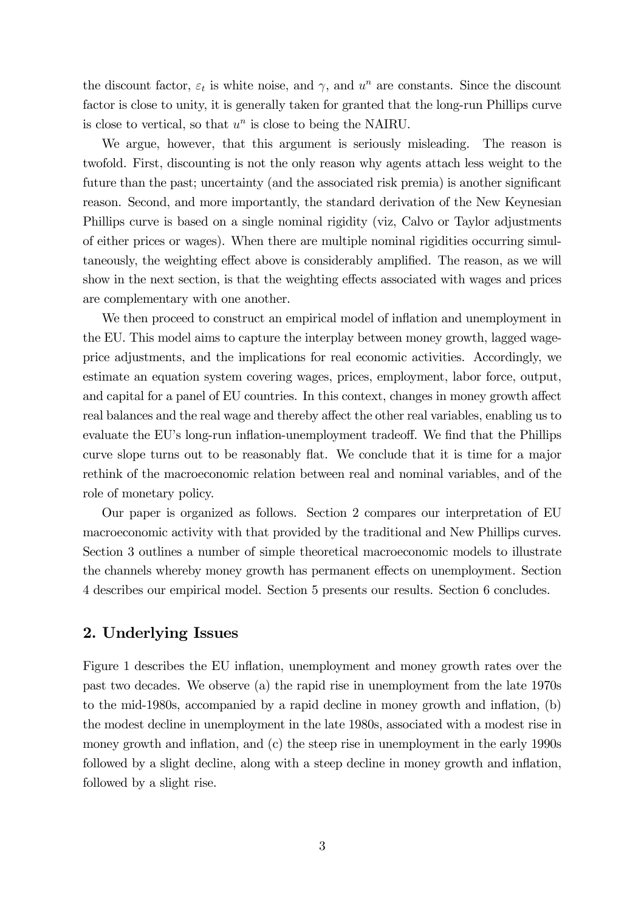the discount factor, $\varepsilon_t$ is white noise, and $\gamma$, and $u^n$ are constants. Since the discount factor is close to unity, it is generally taken for granted that the long-run Phillips curve is close to vertical, so that $u^n$ is close to being the NAIRU.

We argue, however, that this argument is seriously misleading. The reason is twofold. First, discounting is not the only reason why agents attach less weight to the future than the past; uncertainty (and the associated risk premia) is another significant reason. Second, and more importantly, the standard derivation of the New Keynesian Phillips curve is based on a single nominal rigidity (viz, Calvo or Taylor adjustments of either prices or wages). When there are multiple nominal rigidities occurring simultaneously, the weighting effect above is considerably amplified. The reason, as we will show in the next section, is that the weighting effects associated with wages and prices are complementary with one another.

We then proceed to construct an empirical model of inflation and unemployment in the EU. This model aims to capture the interplay between money growth, lagged wage-price adjustments, and the implications for real economic activities. Accordingly, we estimate an equation system covering wages, prices, employment, labor force, output, and capital for a panel of EU countries. In this context, changes in money growth affect real balances and the real wage and thereby affect the other real variables, enabling us to evaluate the EU's long-run inflation-unemployment tradeoff. We find that the Phillips curve slope turns out to be reasonably flat. We conclude that it is time for a major rethink of the macroeconomic relation between real and nominal variables, and of the role of monetary policy.

Our paper is organized as follows. Section 2 compares our interpretation of EU macroeconomic activity with that provided by the traditional and New Phillips curves. Section 3 outlines a number of simple theoretical macroeconomic models to illustrate the channels whereby money growth has permanent effects on unemployment. Section 4 describes our empirical model. Section 5 presents our results. Section 6 concludes.

## 2. Underlying Issues

Figure 1 describes the EU inflation, unemployment and money growth rates over the past two decades. We observe (a) the rapid rise in unemployment from the late 1970s to the mid-1980s, accompanied by a rapid decline in money growth and inflation, (b) the modest decline in unemployment in the late 1980s, associated with a modest rise in money growth and inflation, and (c) the steep rise in unemployment in the early 1990s followed by a slight decline, along with a steep decline in money growth and inflation, followed by a slight rise.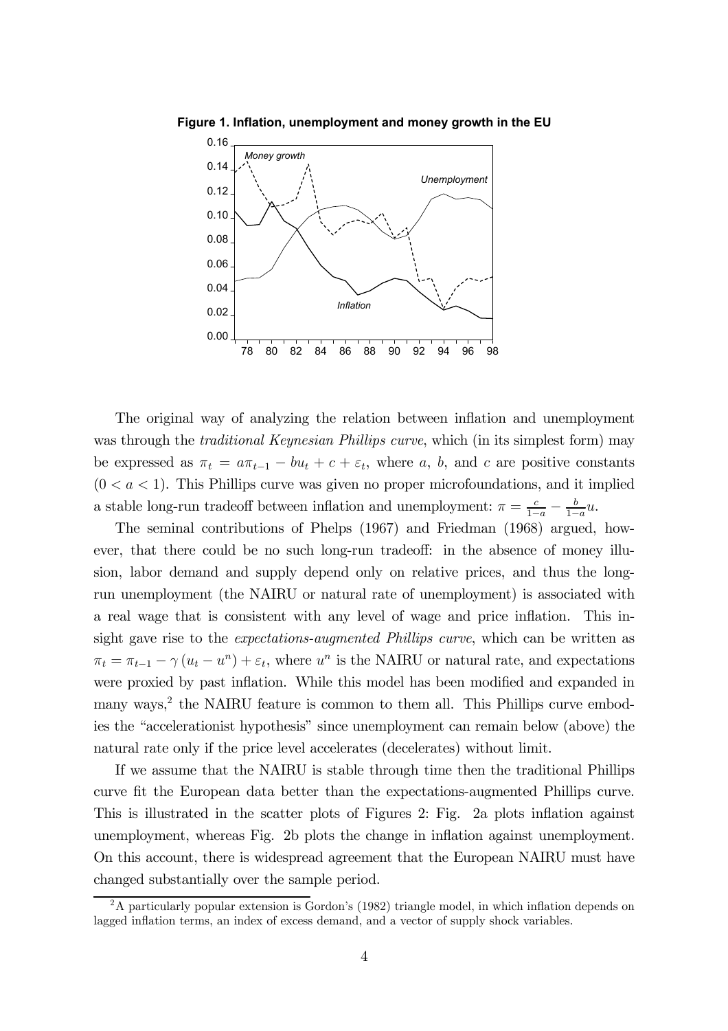**Figure 1. Inflation, unemployment and money growth in the EU**

The original way of analyzing the relation between inflation and unemployment was through the *traditional Keynesian Phillips curve*, which (in its simplest form) may be expressed as $\pi_t = a\pi_{t-1} - bu_t + c + \varepsilon_t$, where $a$, $b$, and $c$ are positive constants $(0 < a < 1)$. This Phillips curve was given no proper microfoundations, and it implied a stable long-run tradeoff between inflation and unemployment: $\pi = \frac{c}{1-a} - \frac{b}{1-a}u$.

The seminal contributions of Phelps (1967) and Friedman (1968) argued, however, that there could be no such long-run tradeoff: in the absence of money illusion, labor demand and supply depend only on relative prices, and thus the long-run unemployment (the NAIRU or natural rate of unemployment) is associated with a real wage that is consistent with any level of wage and price inflation. This insight gave rise to the *expectations-augmented Phillips curve*, which can be written as $\pi_t = \pi_{t-1} - \gamma (u_t - u^n) + \varepsilon_t$, where $u^n$ is the NAIRU or natural rate, and expectations were proxied by past inflation. While this model has been modified and expanded in many ways,[2] the NAIRU feature is common to them all. This Phillips curve embodies the "accelerationist hypothesis" since unemployment can remain below (above) the natural rate only if the price level accelerates (decelerates) without limit.

If we assume that the NAIRU is stable through time then the traditional Phillips curve fit the European data better than the expectations-augmented Phillips curve. This is illustrated in the scatter plots of Figures 2: Fig. 2a plots inflation against unemployment, whereas Fig. 2b plots the change in inflation against unemployment. On this account, there is widespread agreement that the European NAIRU must have changed substantially over the sample period.

[2] A particularly popular extension is Gordon's (1982) triangle model, in which inflation depends on lagged inflation terms, an index of excess demand, and a vector of supply shock variables.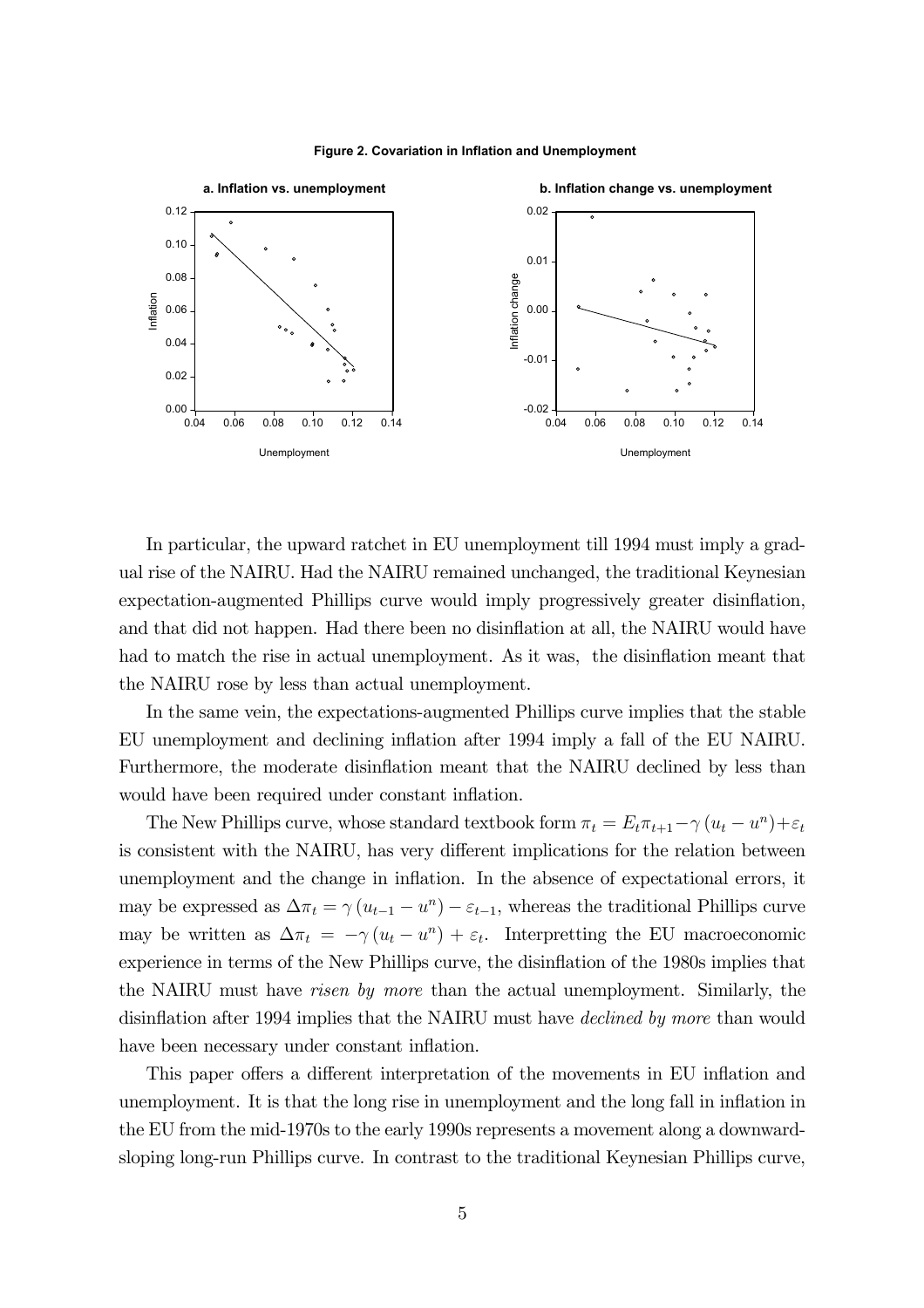**Figure 2. Covariation in Inflation and Unemployment**

In particular, the upward ratchet in EU unemployment till 1994 must imply a gradual rise of the NAIRU. Had the NAIRU remained unchanged, the traditional Keynesian expectation-augmented Phillips curve would imply progressively greater disinflation, and that did not happen. Had there been no disinflation at all, the NAIRU would have had to match the rise in actual unemployment. As it was, the disinflation meant that the NAIRU rose by less than actual unemployment.

In the same vein, the expectations-augmented Phillips curve implies that the stable EU unemployment and declining inflation after 1994 imply a fall of the EU NAIRU. Furthermore, the moderate disinflation meant that the NAIRU declined by less than would have been required under constant inflation.

The New Phillips curve, whose standard textbook form $\pi_t = E_t\pi_{t+1} - \gamma(u_t - u^n) + \varepsilon_t$ is consistent with the NAIRU, has very different implications for the relation between unemployment and the change in inflation. In the absence of expectational errors, it may be expressed as $\Delta\pi_t = \gamma(u_{t-1} - u^n) - \varepsilon_{t-1}$, whereas the traditional Phillips curve may be written as $\Delta\pi_t = -\gamma(u_t - u^n) + \varepsilon_t$. Interpretting the EU macroeconomic experience in terms of the New Phillips curve, the disinflation of the 1980s implies that the NAIRU must have *risen by more* than the actual unemployment. Similarly, the disinflation after 1994 implies that the NAIRU must have *declined by more* than would have been necessary under constant inflation.

This paper offers a different interpretation of the movements in EU inflation and unemployment. It is that the long rise in unemployment and the long fall in inflation in the EU from the mid-1970s to the early 1990s represents a movement along a downward-sloping long-run Phillips curve. In contrast to the traditional Keynesian Phillips curve,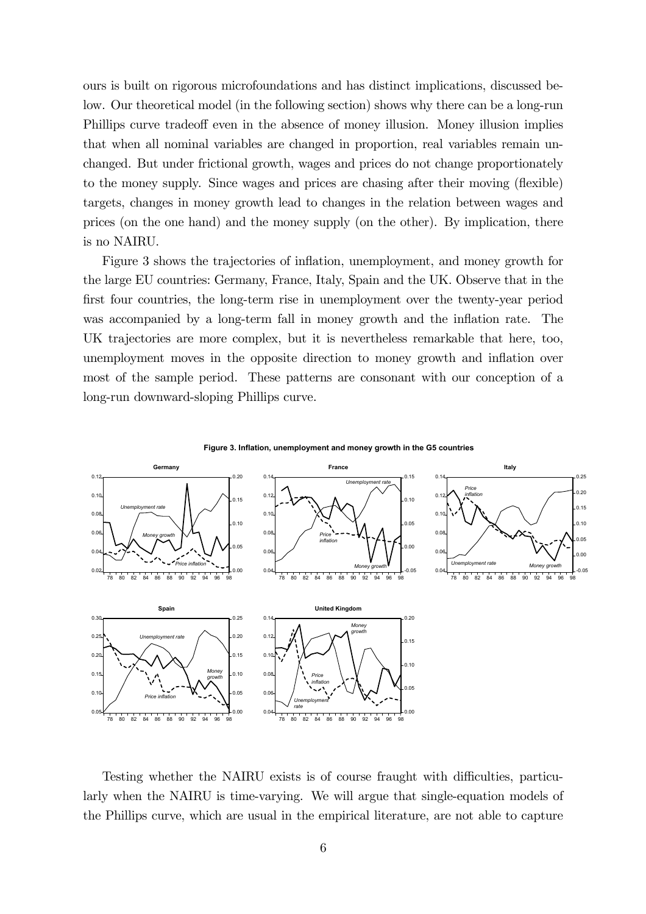ours is built on rigorous microfoundations and has distinct implications, discussed below. Our theoretical model (in the following section) shows why there can be a long-run Phillips curve tradeoff even in the absence of money illusion. Money illusion implies that when all nominal variables are changed in proportion, real variables remain unchanged. But under frictional growth, wages and prices do not change proportionately to the money supply. Since wages and prices are chasing after their moving (flexible) targets, changes in money growth lead to changes in the relation between wages and prices (on the one hand) and the money supply (on the other). By implication, there is no NAIRU.

Figure 3 shows the trajectories of inflation, unemployment, and money growth for the large EU countries: Germany, France, Italy, Spain and the UK. Observe that in the first four countries, the long-term rise in unemployment over the twenty-year period was accompanied by a long-term fall in money growth and the inflation rate. The UK trajectories are more complex, but it is nevertheless remarkable that here, too, unemployment moves in the opposite direction to money growth and inflation over most of the sample period. These patterns are consonant with our conception of a long-run downward-sloping Phillips curve.

**Figure 3. Inflation, unemployment and money growth in the G5 countries**

Testing whether the NAIRU exists is of course fraught with difficulties, particularly when the NAIRU is time-varying. We will argue that single-equation models of the Phillips curve, which are usual in the empirical literature, are not able to capture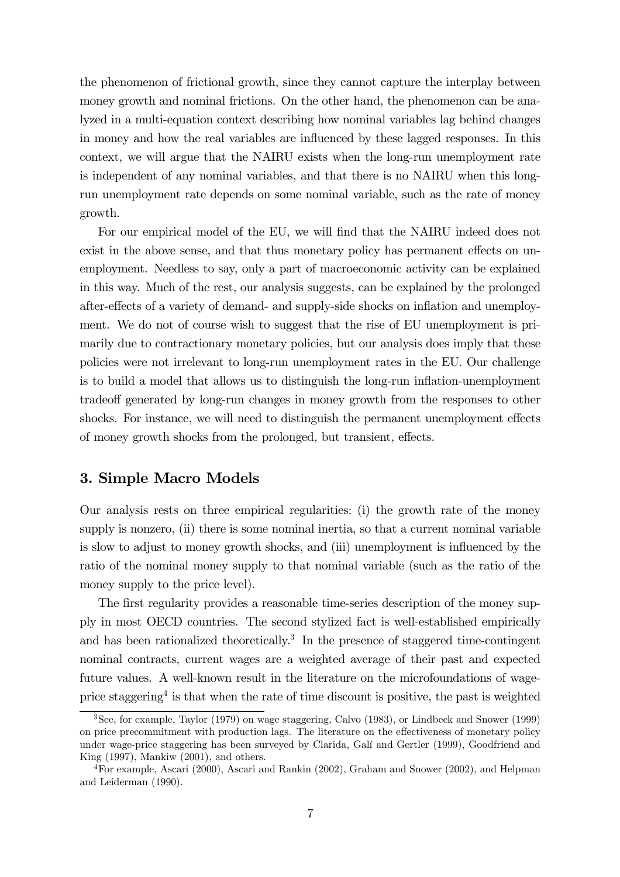the phenomenon of frictional growth, since they cannot capture the interplay between money growth and nominal frictions. On the other hand, the phenomenon can be analyzed in a multi-equation context describing how nominal variables lag behind changes in money and how the real variables are influenced by these lagged responses. In this context, we will argue that the NAIRU exists when the long-run unemployment rate is independent of any nominal variables, and that there is no NAIRU when this long-run unemployment rate depends on some nominal variable, such as the rate of money growth.

For our empirical model of the EU, we will find that the NAIRU indeed does not exist in the above sense, and that thus monetary policy has permanent effects on unemployment. Needless to say, only a part of macroeconomic activity can be explained in this way. Much of the rest, our analysis suggests, can be explained by the prolonged after-effects of a variety of demand- and supply-side shocks on inflation and unemployment. We do not of course wish to suggest that the rise of EU unemployment is primarily due to contractionary monetary policies, but our analysis does imply that these policies were not irrelevant to long-run unemployment rates in the EU. Our challenge is to build a model that allows us to distinguish the long-run inflation-unemployment tradeoff generated by long-run changes in money growth from the responses to other shocks. For instance, we will need to distinguish the permanent unemployment effects of money growth shocks from the prolonged, but transient, effects.

## 3. Simple Macro Models

Our analysis rests on three empirical regularities: (i) the growth rate of the money supply is nonzero, (ii) there is some nominal inertia, so that a current nominal variable is slow to adjust to money growth shocks, and (iii) unemployment is influenced by the ratio of the nominal money supply to that nominal variable (such as the ratio of the money supply to the price level).

The first regularity provides a reasonable time-series description of the money supply in most OECD countries. The second stylized fact is well-established empirically and has been rationalized theoretically.[3] In the presence of staggered time-contingent nominal contracts, current wages are a weighted average of their past and expected future values. A well-known result in the literature on the microfoundations of wage-price staggering[4] is that when the rate of time discount is positive, the past is weighted

[3] See, for example, Taylor (1979) on wage staggering, Calvo (1983), or Lindbeck and Snower (1999) on price precommitment with production lags. The literature on the effectiveness of monetary policy under wage-price staggering has been surveyed by Clarida, Galí and Gertler (1999), Goodfriend and King (1997), Mankiw (2001), and others.

[4] For example, Ascari (2000), Ascari and Rankin (2002), Graham and Snower (2002), and Helpman and Leiderman (1990).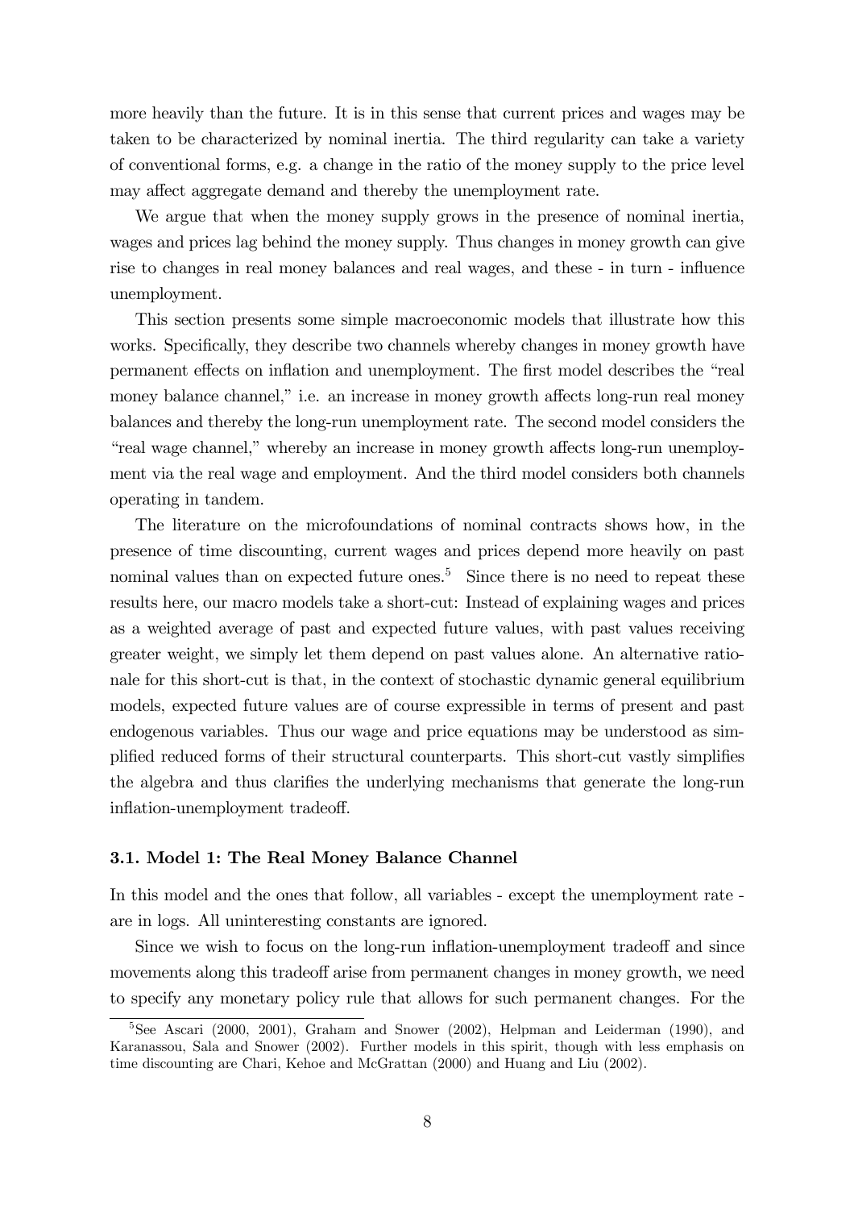more heavily than the future. It is in this sense that current prices and wages may be taken to be characterized by nominal inertia. The third regularity can take a variety of conventional forms, e.g. a change in the ratio of the money supply to the price level may affect aggregate demand and thereby the unemployment rate.

We argue that when the money supply grows in the presence of nominal inertia, wages and prices lag behind the money supply. Thus changes in money growth can give rise to changes in real money balances and real wages, and these - in turn - influence unemployment.

This section presents some simple macroeconomic models that illustrate how this works. Specifically, they describe two channels whereby changes in money growth have permanent effects on inflation and unemployment. The first model describes the "real money balance channel," i.e. an increase in money growth affects long-run real money balances and thereby the long-run unemployment rate. The second model considers the "real wage channel," whereby an increase in money growth affects long-run unemployment via the real wage and employment. And the third model considers both channels operating in tandem.

The literature on the microfoundations of nominal contracts shows how, in the presence of time discounting, current wages and prices depend more heavily on past nominal values than on expected future ones.[5] Since there is no need to repeat these results here, our macro models take a short-cut: Instead of explaining wages and prices as a weighted average of past and expected future values, with past values receiving greater weight, we simply let them depend on past values alone. An alternative rationale for this short-cut is that, in the context of stochastic dynamic general equilibrium models, expected future values are of course expressible in terms of present and past endogenous variables. Thus our wage and price equations may be understood as simplified reduced forms of their structural counterparts. This short-cut vastly simplifies the algebra and thus clarifies the underlying mechanisms that generate the long-run inflation-unemployment tradeoff.

### 3.1. Model 1: The Real Money Balance Channel

In this model and the ones that follow, all variables - except the unemployment rate - are in logs. All uninteresting constants are ignored.

Since we wish to focus on the long-run inflation-unemployment tradeoff and since movements along this tradeoff arise from permanent changes in money growth, we need to specify any monetary policy rule that allows for such permanent changes. For the

[5] See Ascari (2000, 2001), Graham and Snower (2002), Helpman and Leiderman (1990), and Karanassou, Sala and Snower (2002). Further models in this spirit, though with less emphasis on time discounting are Chari, Kehoe and McGrattan (2000) and Huang and Liu (2002).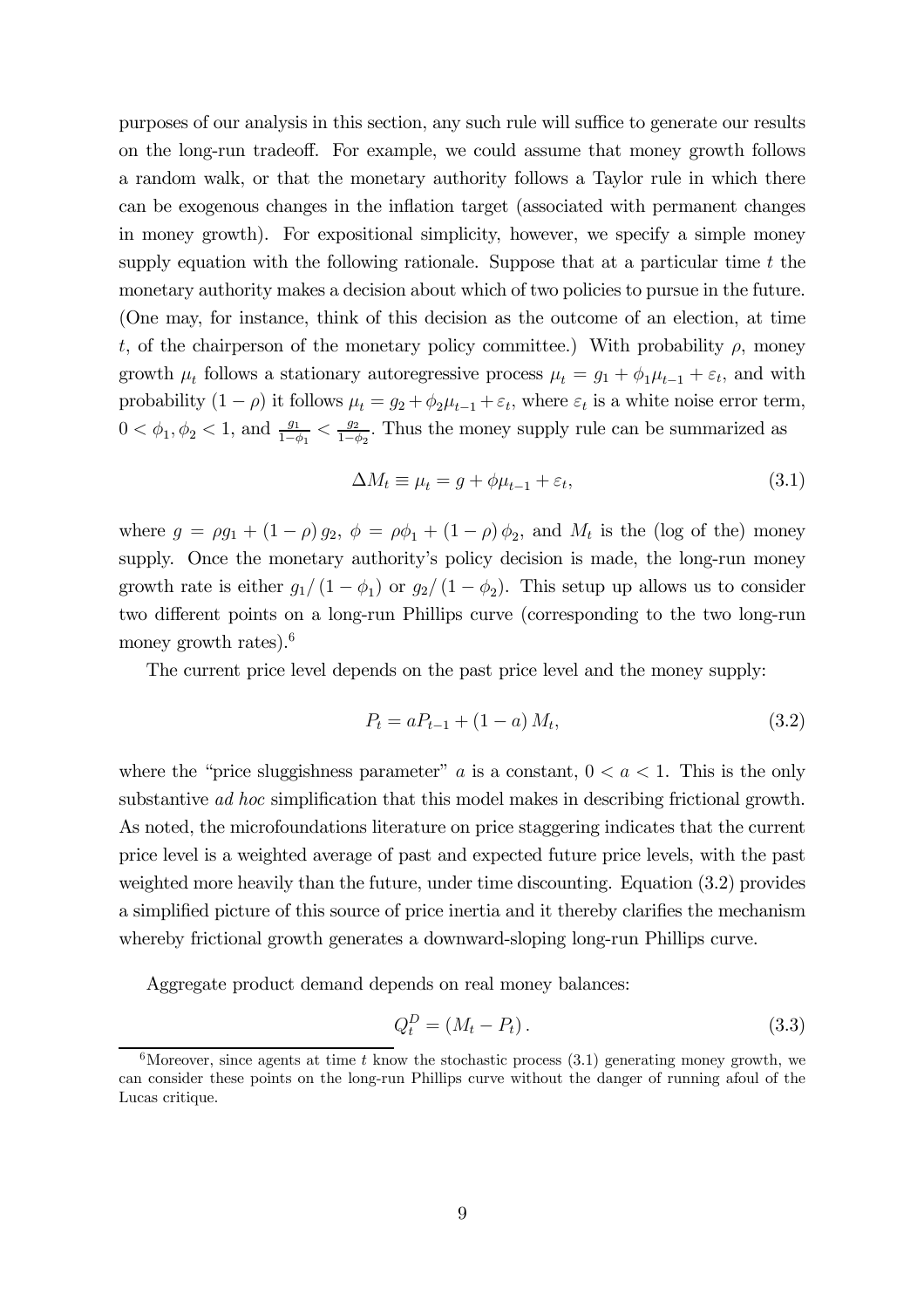purposes of our analysis in this section, any such rule will suffice to generate our results on the long-run tradeoff. For example, we could assume that money growth follows a random walk, or that the monetary authority follows a Taylor rule in which there can be exogenous changes in the inflation target (associated with permanent changes in money growth). For expositional simplicity, however, we specify a simple money supply equation with the following rationale. Suppose that at a particular time $t$ the monetary authority makes a decision about which of two policies to pursue in the future. (One may, for instance, think of this decision as the outcome of an election, at time $t$, of the chairperson of the monetary policy committee.) With probability $\rho$, money growth $\mu_t$ follows a stationary autoregressive process $\mu_t = g_1 + \phi_1 \mu_{t-1} + \varepsilon_t$, and with probability $(1-\rho)$ it follows $\mu_t = g_2 + \phi_2 \mu_{t-1} + \varepsilon_t$, where $\varepsilon_t$ is a white noise error term, $0 < \phi_1, \phi_2 < 1$, and $\frac{g_1}{1-\phi_1} < \frac{g_2}{1-\phi_2}$. Thus the money supply rule can be summarized as

$$\Delta M_t \equiv \mu_t = g + \phi \mu_{t-1} + \varepsilon_t, \tag{3.1}$$

where $g = \rho g_1 + (1-\rho) g_2$, $\phi = \rho \phi_1 + (1-\rho) \phi_2$, and $M_t$ is the (log of the) money supply. Once the monetary authority's policy decision is made, the long-run money growth rate is either $g_1/(1-\phi_1)$ or $g_2/(1-\phi_2)$. This setup up allows us to consider two different points on a long-run Phillips curve (corresponding to the two long-run money growth rates).[6]

The current price level depends on the past price level and the money supply:

$$P_t = aP_{t-1} + (1-a) M_t, \tag{3.2}$$

where the "price sluggishness parameter" $a$ is a constant, $0 < a < 1$. This is the only substantive *ad hoc* simplification that this model makes in describing frictional growth. As noted, the microfoundations literature on price staggering indicates that the current price level is a weighted average of past and expected future price levels, with the past weighted more heavily than the future, under time discounting. Equation (3.2) provides a simplified picture of this source of price inertia and it thereby clarifies the mechanism whereby frictional growth generates a downward-sloping long-run Phillips curve.

Aggregate product demand depends on real money balances:

$$Q_t^D = (M_t - P_t). \tag{3.3}$$

[6] Moreover, since agents at time $t$ know the stochastic process (3.1) generating money growth, we can consider these points on the long-run Phillips curve without the danger of running afoul of the Lucas critique.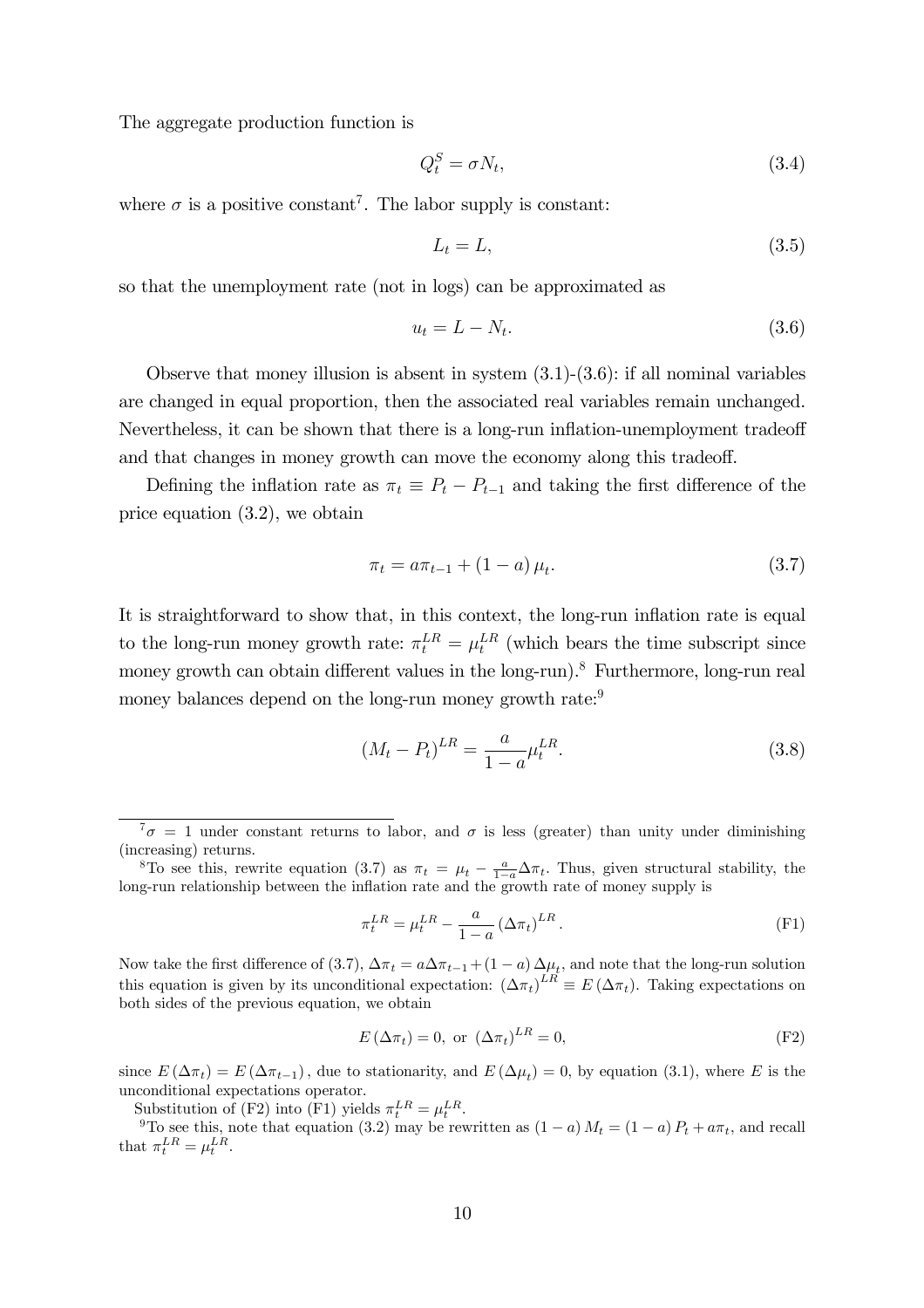The aggregate production function is

$$Q_t^S = \sigma N_t, \tag{3.4}$$

where $\sigma$ is a positive constant[7]. The labor supply is constant:

$$L_t = L, \tag{3.5}$$

so that the unemployment rate (not in logs) can be approximated as

$$u_t = L - N_t. \tag{3.6}$$

Observe that money illusion is absent in system (3.1)-(3.6): if all nominal variables are changed in equal proportion, then the associated real variables remain unchanged. Nevertheless, it can be shown that there is a long-run inflation-unemployment tradeoff and that changes in money growth can move the economy along this tradeoff.

Defining the inflation rate as $\pi_t \equiv P_t - P_{t-1}$ and taking the first difference of the price equation (3.2), we obtain

$$\pi_t = a\pi_{t-1} + (1-a)\,\mu_t. \tag{3.7}$$

It is straightforward to show that, in this context, the long-run inflation rate is equal to the long-run money growth rate: $\pi_t^{LR} = \mu_t^{LR}$ (which bears the time subscript since money growth can obtain different values in the long-run).[8] Furthermore, long-run real money balances depend on the long-run money growth rate:[9]

$$(M_t - P_t)^{LR} = \frac{a}{1-a}\mu_t^{LR}. \tag{3.8}$$

---

[7] $\sigma = 1$ under constant returns to labor, and $\sigma$ is less (greater) than unity under diminishing (increasing) returns.

[8] To see this, rewrite equation (3.7) as $\pi_t = \mu_t - \frac{a}{1-a}\Delta\pi_t$. Thus, given structural stability, the long-run relationship between the inflation rate and the growth rate of money supply is

$$\pi_t^{LR} = \mu_t^{LR} - \frac{a}{1-a}\,(\Delta\pi_t)^{LR}. \tag{F1}$$

Now take the first difference of (3.7), $\Delta\pi_t = a\Delta\pi_{t-1} + (1-a)\,\Delta\mu_t$, and note that the long-run solution this equation is given by its unconditional expectation: $(\Delta\pi_t)^{LR} \equiv E\,(\Delta\pi_t)$. Taking expectations on both sides of the previous equation, we obtain

$$E\,(\Delta\pi_t) = 0, \text{ or } (\Delta\pi_t)^{LR} = 0, \tag{F2}$$

since $E\,(\Delta\pi_t) = E\,(\Delta\pi_{t-1})$, due to stationarity, and $E\,(\Delta\mu_t) = 0$, by equation (3.1), where $E$ is the unconditional expectations operator.

Substitution of (F2) into (F1) yields $\pi_t^{LR} = \mu_t^{LR}$.

[9] To see this, note that equation (3.2) may be rewritten as $(1-a)\,M_t = (1-a)\,P_t + a\pi_t$, and recall that $\pi_t^{LR} = \mu_t^{LR}$.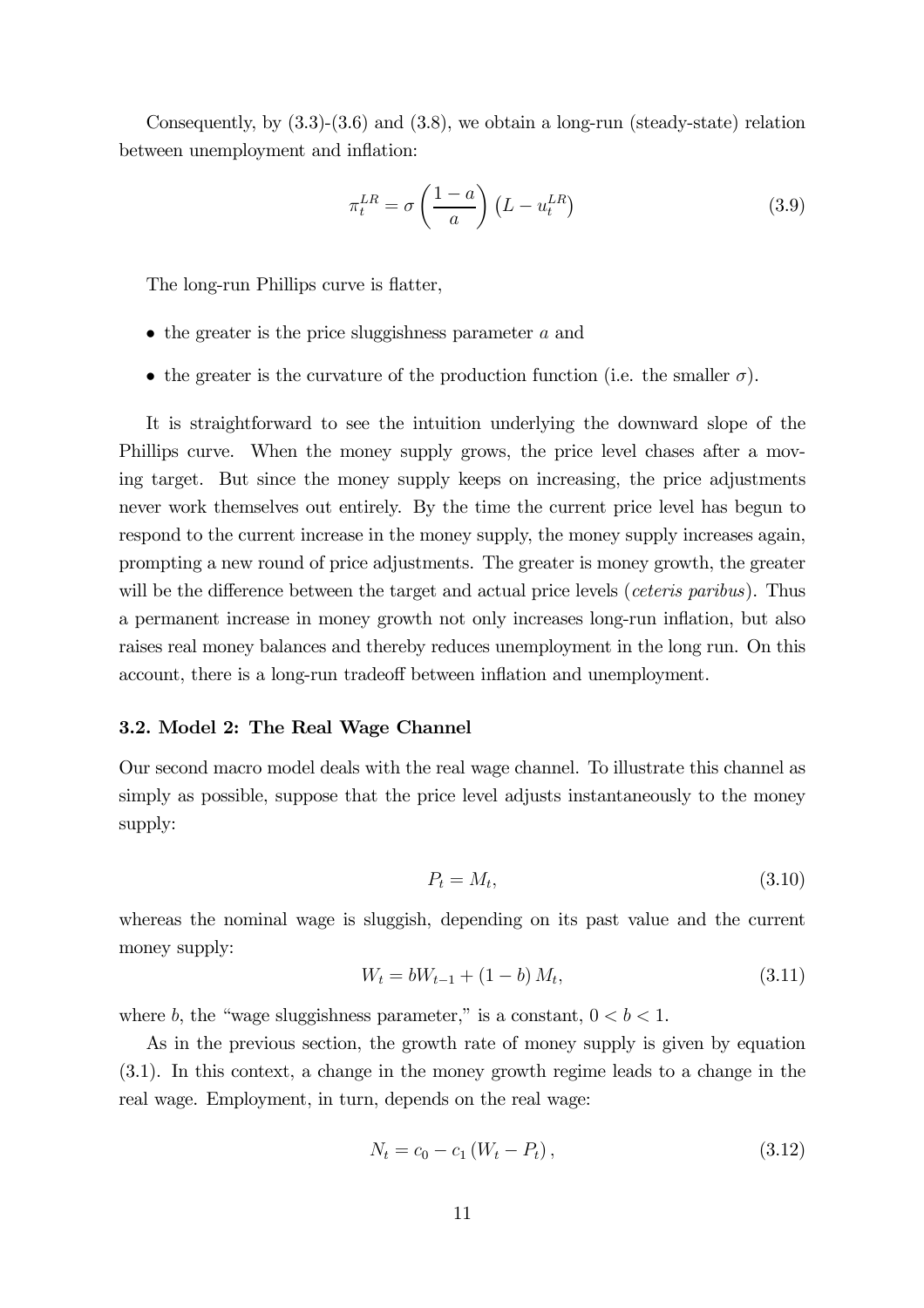Consequently, by (3.3)-(3.6) and (3.8), we obtain a long-run (steady-state) relation between unemployment and inflation:

$$\pi_t^{LR} = \sigma \left( \frac{1-a}{a} \right) \left( L - u_t^{LR} \right) \tag{3.9}$$

The long-run Phillips curve is flatter,

- the greater is the price sluggishness parameter $a$ and
- the greater is the curvature of the production function (i.e. the smaller $\sigma$).

It is straightforward to see the intuition underlying the downward slope of the Phillips curve. When the money supply grows, the price level chases after a moving target. But since the money supply keeps on increasing, the price adjustments never work themselves out entirely. By the time the current price level has begun to respond to the current increase in the money supply, the money supply increases again, prompting a new round of price adjustments. The greater is money growth, the greater will be the difference between the target and actual price levels (*ceteris paribus*). Thus a permanent increase in money growth not only increases long-run inflation, but also raises real money balances and thereby reduces unemployment in the long run. On this account, there is a long-run tradeoff between inflation and unemployment.

### 3.2. Model 2: The Real Wage Channel

Our second macro model deals with the real wage channel. To illustrate this channel as simply as possible, suppose that the price level adjusts instantaneously to the money supply:

$$P_t = M_t, \tag{3.10}$$

whereas the nominal wage is sluggish, depending on its past value and the current money supply:

$$W_t = bW_{t-1} + (1-b)\, M_t, \tag{3.11}$$

where $b$, the "wage sluggishness parameter," is a constant, $0 < b < 1$.

As in the previous section, the growth rate of money supply is given by equation (3.1). In this context, a change in the money growth regime leads to a change in the real wage. Employment, in turn, depends on the real wage:

$$N_t = c_0 - c_1 \left( W_t - P_t \right), \tag{3.12}$$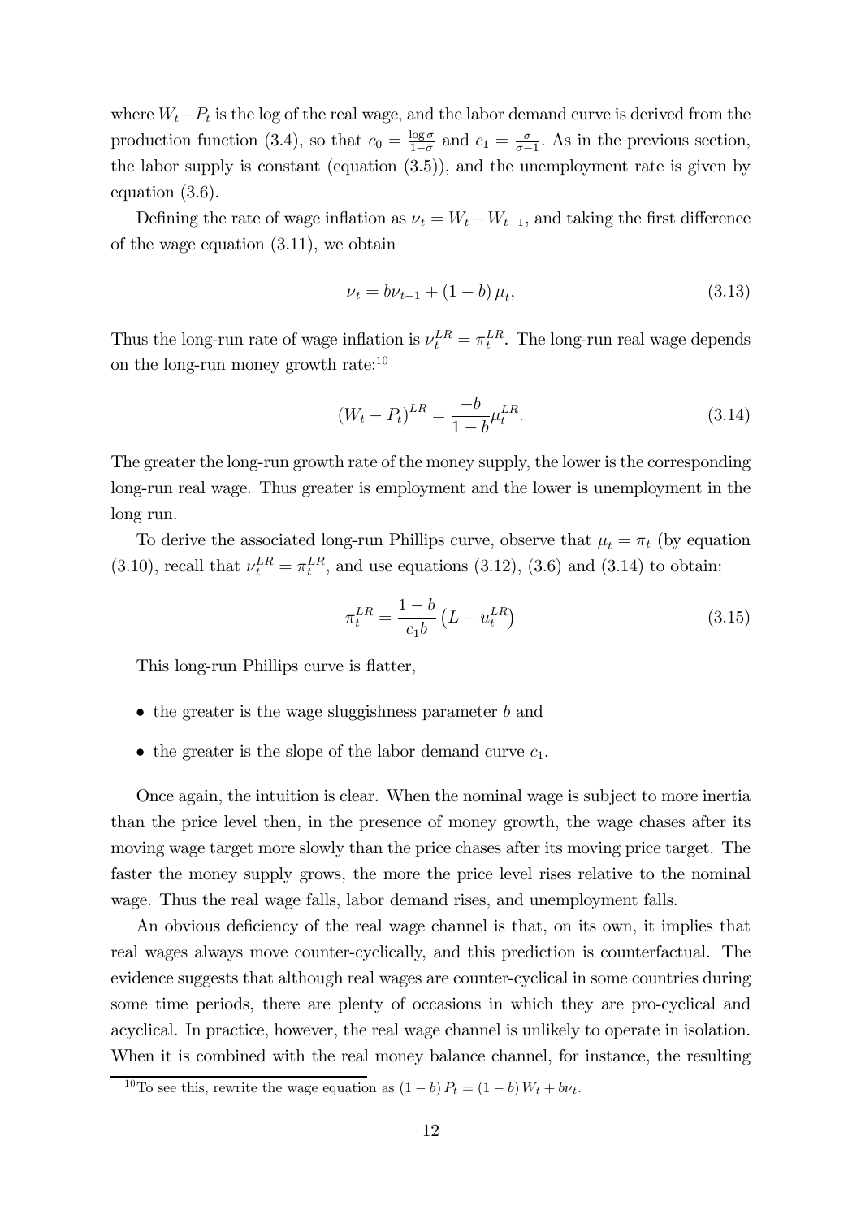where $W_t - P_t$ is the log of the real wage, and the labor demand curve is derived from the production function (3.4), so that $c_0 = \frac{\log \sigma}{1-\sigma}$ and $c_1 = \frac{\sigma}{\sigma-1}$. As in the previous section, the labor supply is constant (equation (3.5)), and the unemployment rate is given by equation (3.6).

Defining the rate of wage inflation as $\nu_t = W_t - W_{t-1}$, and taking the first difference of the wage equation (3.11), we obtain

$$\nu_t = b\nu_{t-1} + (1-b)\,\mu_t, \tag{3.13}$$

Thus the long-run rate of wage inflation is $\nu_t^{LR} = \pi_t^{LR}$. The long-run real wage depends on the long-run money growth rate:[10]

$$(W_t - P_t)^{LR} = \frac{-b}{1-b}\mu_t^{LR}. \tag{3.14}$$

The greater the long-run growth rate of the money supply, the lower is the corresponding long-run real wage. Thus greater is employment and the lower is unemployment in the long run.

To derive the associated long-run Phillips curve, observe that $\mu_t = \pi_t$ (by equation (3.10), recall that $\nu_t^{LR} = \pi_t^{LR}$, and use equations (3.12), (3.6) and (3.14) to obtain:

$$\pi_t^{LR} = \frac{1-b}{c_1 b}\left(L - u_t^{LR}\right) \tag{3.15}$$

This long-run Phillips curve is flatter,

- the greater is the wage sluggishness parameter $b$ and
- the greater is the slope of the labor demand curve $c_1$.

Once again, the intuition is clear. When the nominal wage is subject to more inertia than the price level then, in the presence of money growth, the wage chases after its moving wage target more slowly than the price chases after its moving price target. The faster the money supply grows, the more the price level rises relative to the nominal wage. Thus the real wage falls, labor demand rises, and unemployment falls.

An obvious deficiency of the real wage channel is that, on its own, it implies that real wages always move counter-cyclically, and this prediction is counterfactual. The evidence suggests that although real wages are counter-cyclical in some countries during some time periods, there are plenty of occasions in which they are pro-cyclical and acyclical. In practice, however, the real wage channel is unlikely to operate in isolation. When it is combined with the real money balance channel, for instance, the resulting

[10] To see this, rewrite the wage equation as $(1-b)\,P_t = (1-b)\,W_t + b\nu_t$.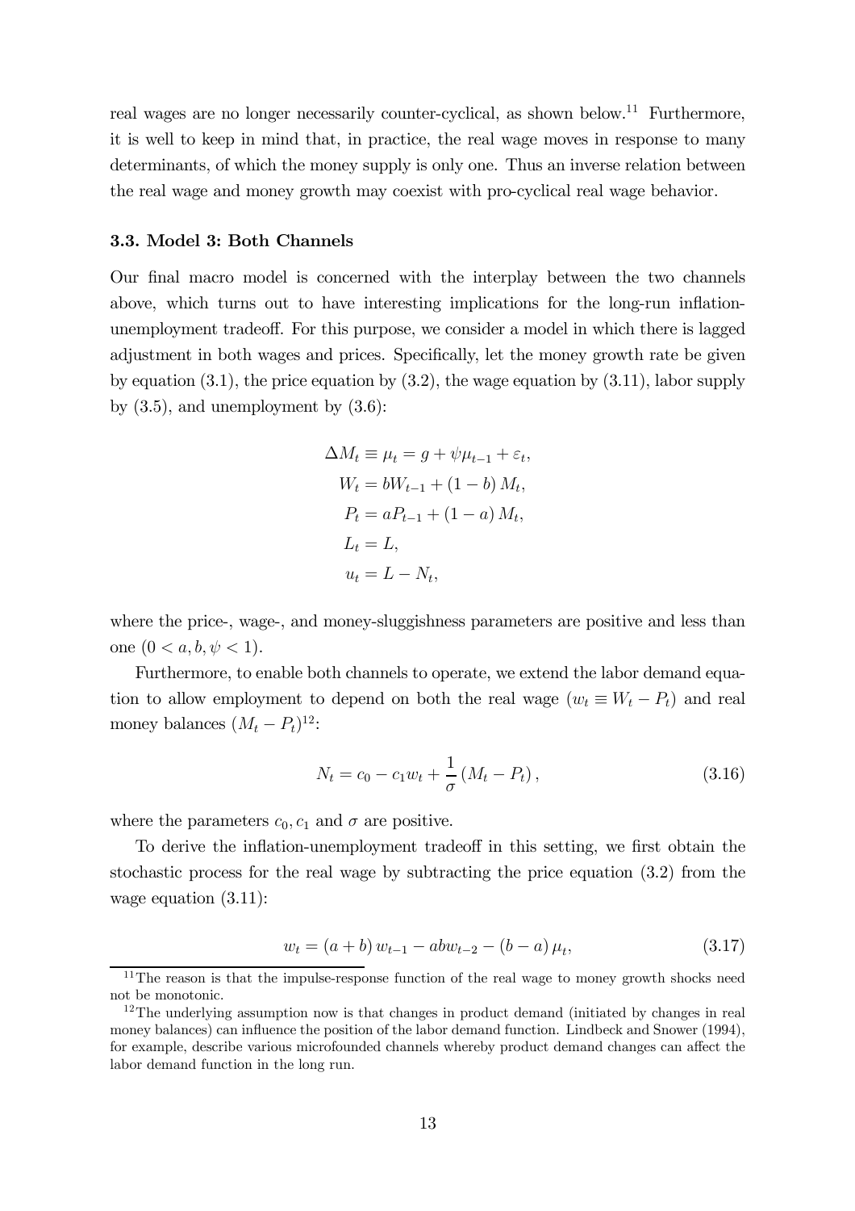real wages are no longer necessarily counter-cyclical, as shown below.[11] Furthermore, it is well to keep in mind that, in practice, the real wage moves in response to many determinants, of which the money supply is only one. Thus an inverse relation between the real wage and money growth may coexist with pro-cyclical real wage behavior.

### 3.3. Model 3: Both Channels

Our final macro model is concerned with the interplay between the two channels above, which turns out to have interesting implications for the long-run inflation-unemployment tradeoff. For this purpose, we consider a model in which there is lagged adjustment in both wages and prices. Specifically, let the money growth rate be given by equation (3.1), the price equation by (3.2), the wage equation by (3.11), labor supply by (3.5), and unemployment by (3.6):

$$\begin{aligned}
\Delta M_t \equiv \mu_t &= g + \psi \mu_{t-1} + \varepsilon_t, \\
W_t &= bW_{t-1} + (1-b) M_t, \\
P_t &= aP_{t-1} + (1-a) M_t, \\
L_t &= L, \\
u_t &= L - N_t,
\end{aligned}$$

where the price-, wage-, and money-sluggishness parameters are positive and less than one $(0 < a, b, \psi < 1)$.

Furthermore, to enable both channels to operate, we extend the labor demand equation to allow employment to depend on both the real wage $(w_t \equiv W_t - P_t)$ and real money balances $(M_t - P_t)$[12]:

$$N_t = c_0 - c_1 w_t + \frac{1}{\sigma}(M_t - P_t), \tag{3.16}$$

where the parameters $c_0, c_1$ and $\sigma$ are positive.

To derive the inflation-unemployment tradeoff in this setting, we first obtain the stochastic process for the real wage by subtracting the price equation (3.2) from the wage equation (3.11):

$$w_t = (a+b) w_{t-1} - ab w_{t-2} - (b-a) \mu_t, \tag{3.17}$$

[11] The reason is that the impulse-response function of the real wage to money growth shocks need not be monotonic.

[12] The underlying assumption now is that changes in product demand (initiated by changes in real money balances) can influence the position of the labor demand function. Lindbeck and Snower (1994), for example, describe various microfounded channels whereby product demand changes can affect the labor demand function in the long run.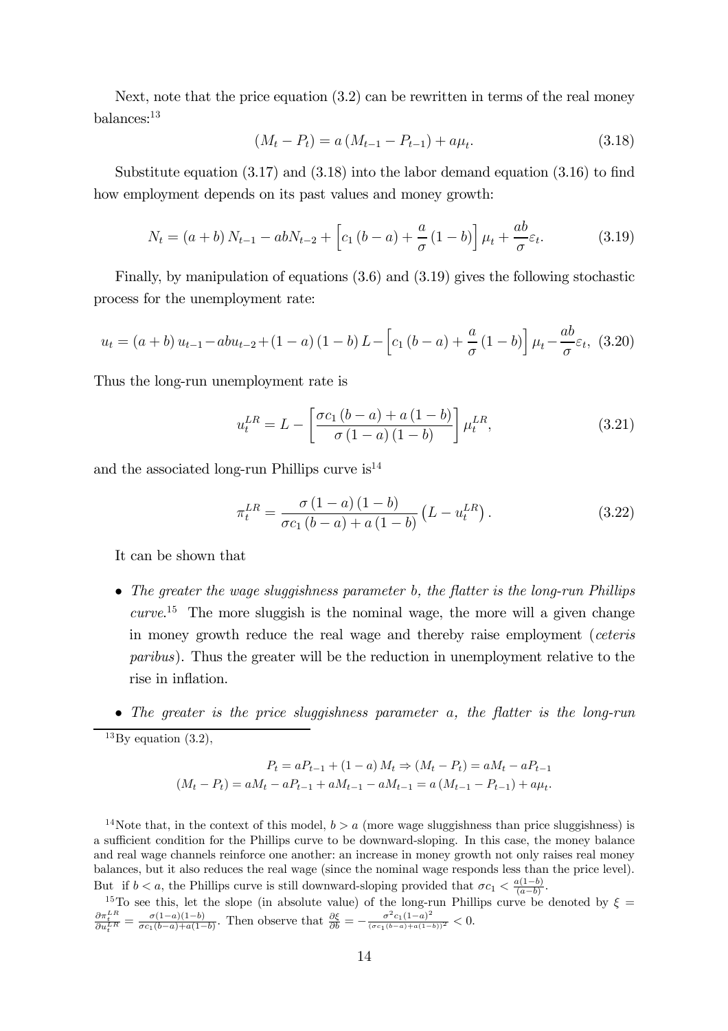Next, note that the price equation (3.2) can be rewritten in terms of the real money balances:[13]

$$(M_t - P_t) = a(M_{t-1} - P_{t-1}) + a\mu_t. \tag{3.18}$$

Substitute equation (3.17) and (3.18) into the labor demand equation (3.16) to find how employment depends on its past values and money growth:

$$N_t = (a+b)N_{t-1} - abN_{t-2} + \left[c_1(b-a) + \frac{a}{\sigma}(1-b)\right]\mu_t + \frac{ab}{\sigma}\varepsilon_t. \tag{3.19}$$

Finally, by manipulation of equations (3.6) and (3.19) gives the following stochastic process for the unemployment rate:

$$u_t = (a+b)u_{t-1} - abu_{t-2} + (1-a)(1-b)L - \left[c_1(b-a) + \frac{a}{\sigma}(1-b)\right]\mu_t - \frac{ab}{\sigma}\varepsilon_t, \tag{3.20}$$

Thus the long-run unemployment rate is

$$u_t^{LR} = L - \left[\frac{\sigma c_1(b-a) + a(1-b)}{\sigma(1-a)(1-b)}\right]\mu_t^{LR}, \tag{3.21}$$

and the associated long-run Phillips curve is[14]

$$\pi_t^{LR} = \frac{\sigma(1-a)(1-b)}{\sigma c_1(b-a) + a(1-b)}\left(L - u_t^{LR}\right). \tag{3.22}$$

It can be shown that

- *The greater the wage sluggishness parameter b, the flatter is the long-run Phillips curve.*[15] The more sluggish is the nominal wage, the more will a given change in money growth reduce the real wage and thereby raise employment (*ceteris paribus*). Thus the greater will be the reduction in unemployment relative to the rise in inflation.

- *The greater is the price sluggishness parameter a, the flatter is the long-run*

---

[13] By equation (3.2),

$$P_t = aP_{t-1} + (1-a)M_t \Rightarrow (M_t - P_t) = aM_t - aP_{t-1}$$
$$(M_t - P_t) = aM_t - aP_{t-1} + aM_{t-1} - aM_{t-1} = a(M_{t-1} - P_{t-1}) + a\mu_t.$$

[14] Note that, in the context of this model, $b > a$ (more wage sluggishness than price sluggishness) is a sufficient condition for the Phillips curve to be downward-sloping. In this case, the money balance and real wage channels reinforce one another: an increase in money growth not only raises real money balances, but it also reduces the real wage (since the nominal wage responds less than the price level). But if $b < a$, the Phillips curve is still downward-sloping provided that $\sigma c_1 < \frac{a(1-b)}{(a-b)}$.

[15] To see this, let the slope (in absolute value) of the long-run Phillips curve be denoted by $\xi = \frac{\partial \pi_t^{LR}}{\partial u_t^{LR}} = \frac{\sigma(1-a)(1-b)}{\sigma c_1(b-a)+a(1-b)}$. Then observe that $\frac{\partial \xi}{\partial b} = -\frac{\sigma^2 c_1 (1-a)^2}{(\sigma c_1(b-a)+a(1-b))^2} < 0$.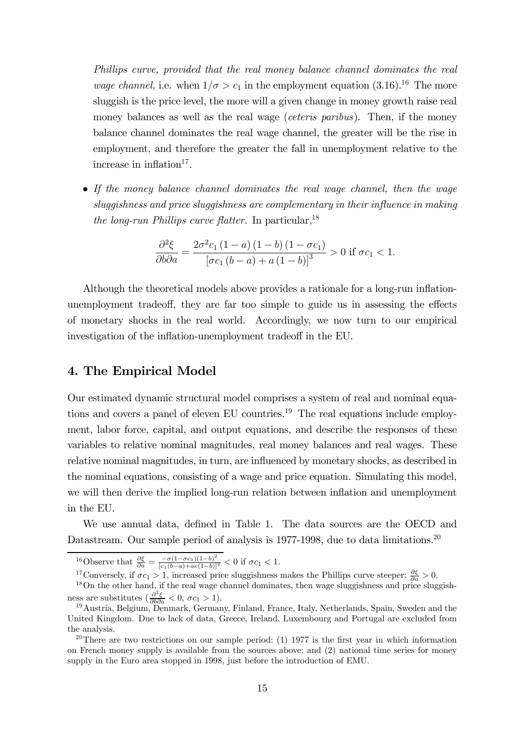*Phillips curve, provided that the real money balance channel dominates the real wage channel,* i.e. when $1/\sigma > c_1$ in the employment equation (3.16).[16] The more sluggish is the price level, the more will a given change in money growth raise real money balances as well as the real wage (*ceteris paribus*). Then, if the money balance channel dominates the real wage channel, the greater will be the rise in employment, and therefore the greater the fall in unemployment relative to the increase in inflation[17].

- *If the money balance channel dominates the real wage channel, then the wage sluggishness and price sluggishness are complementary in their influence in making the long-run Phillips curve flatter.* In particular,[18]

$$\frac{\partial^2 \xi}{\partial b \partial a} = \frac{2\sigma^2 c_1 (1-a)(1-b)(1-\sigma c_1)}{[\sigma c_1 (b-a) + a(1-b)]^3} > 0 \text{ if } \sigma c_1 < 1.$$

Although the theoretical models above provides a rationale for a long-run inflation-unemployment tradeoff, they are far too simple to guide us in assessing the effects of monetary shocks in the real world. Accordingly, we now turn to our empirical investigation of the inflation-unemployment tradeoff in the EU.

## 4. The Empirical Model

Our estimated dynamic structural model comprises a system of real and nominal equations and covers a panel of eleven EU countries.[19] The real equations include employment, labor force, capital, and output equations, and describe the responses of these variables to relative nominal magnitudes, real money balances and real wages. These relative nominal magnitudes, in turn, are influenced by monetary shocks, as described in the nominal equations, consisting of a wage and price equation. Simulating this model, we will then derive the implied long-run relation between inflation and unemployment in the EU.

We use annual data, defined in Table 1. The data sources are the OECD and Datastream. Our sample period of analysis is 1977-1998, due to data limitations.[20]

---

[16] Observe that $\frac{\partial \xi}{\partial a} = \frac{-\sigma(1-\sigma c_1)(1-b)^2}{[c_1(b-a)+ae(1-b)]^2} < 0$ if $\sigma c_1 < 1$.

[17] Conversely, if $\sigma c_1 > 1$, increased price sluggishness makes the Phillips curve steeper: $\frac{\partial \xi}{\partial a} > 0$.

[18] On the other hand, if the real wage channel dominates, then wage sluggishness and price sluggishness are substitutes ($\frac{\partial^2 \xi}{\partial b \partial a} < 0$, $\sigma c_1 > 1$).

[19] Austria, Belgium, Denmark, Germany, Finland, France, Italy, Netherlands, Spain, Sweden and the United Kingdom. Due to lack of data, Greece, Ireland, Luxembourg and Portugal are excluded from the analysis.

[20] There are two restrictions on our sample period: (1) 1977 is the first year in which information on French money supply is available from the sources above; and (2) national time series for money supply in the Euro area stopped in 1998, just before the introduction of EMU.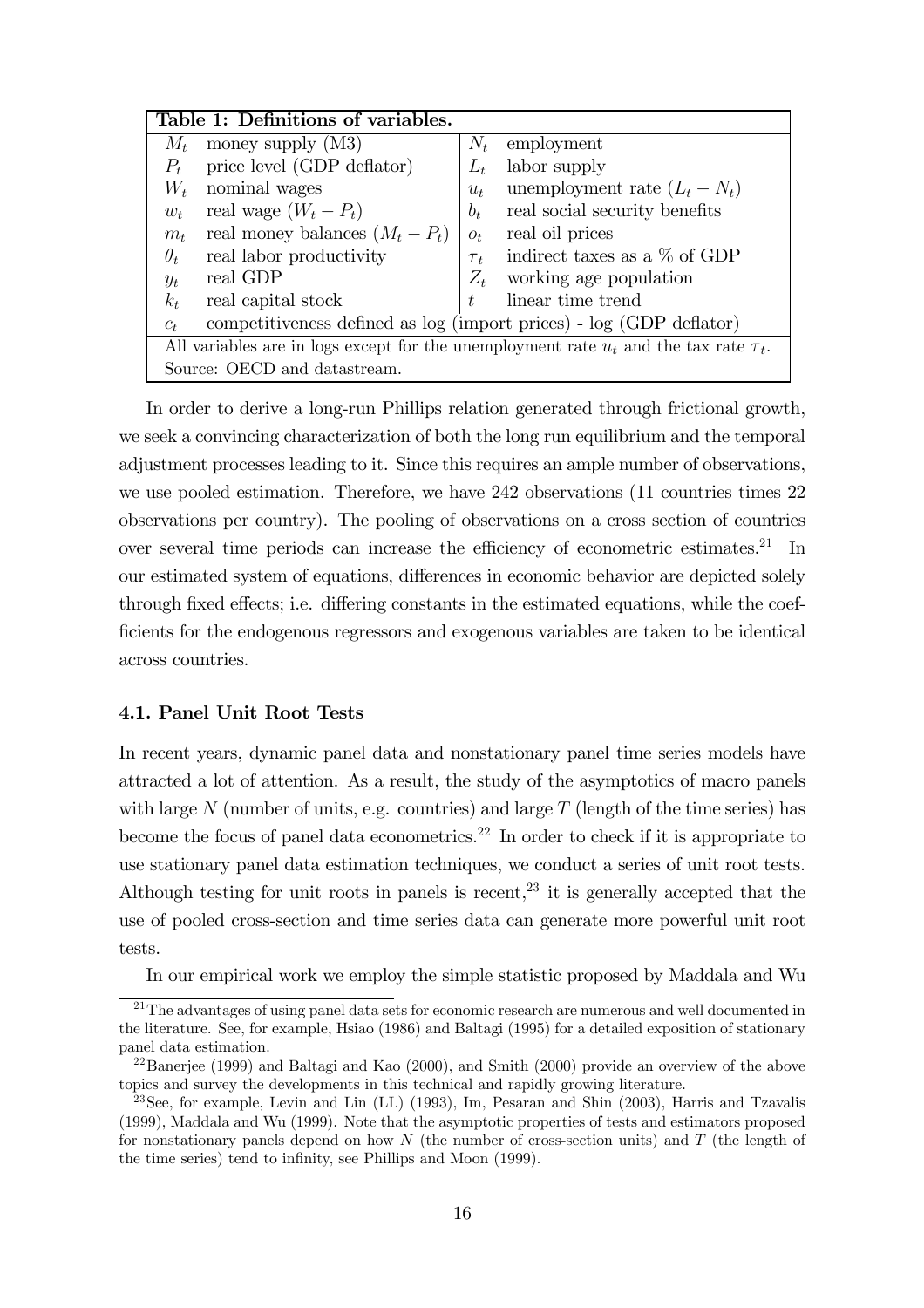| Table 1: Definitions of variables. | | | |
|---|---|---|---|
| $M_t$ | money supply (M3) | $N_t$ | employment |
| $P_t$ | price level (GDP deflator) | $L_t$ | labor supply |
| $W_t$ | nominal wages | $u_t$ | unemployment rate $(L_t - N_t)$ |
| $w_t$ | real wage $(W_t - P_t)$ | $b_t$ | real social security benefits |
| $m_t$ | real money balances $(M_t - P_t)$ | $o_t$ | real oil prices |
| $\theta_t$ | real labor productivity | $\tau_t$ | indirect taxes as a % of GDP |
| $y_t$ | real GDP | $Z_t$ | working age population |
| $k_t$ | real capital stock | $t$ | linear time trend |
| $c_t$ | competitiveness defined as log (import prices) - log (GDP deflator) | | |
| All variables are in logs except for the unemployment rate $u_t$ and the tax rate $\tau_t$. | | | |
| Source: OECD and datastream. | | | |

In order to derive a long-run Phillips relation generated through frictional growth, we seek a convincing characterization of both the long run equilibrium and the temporal adjustment processes leading to it. Since this requires an ample number of observations, we use pooled estimation. Therefore, we have 242 observations (11 countries times 22 observations per country). The pooling of observations on a cross section of countries over several time periods can increase the efficiency of econometric estimates.[21] In our estimated system of equations, differences in economic behavior are depicted solely through fixed effects; i.e. differing constants in the estimated equations, while the coefficients for the endogenous regressors and exogenous variables are taken to be identical across countries.

### 4.1. Panel Unit Root Tests

In recent years, dynamic panel data and nonstationary panel time series models have attracted a lot of attention. As a result, the study of the asymptotics of macro panels with large $N$ (number of units, e.g. countries) and large $T$ (length of the time series) has become the focus of panel data econometrics.[22] In order to check if it is appropriate to use stationary panel data estimation techniques, we conduct a series of unit root tests. Although testing for unit roots in panels is recent,[23] it is generally accepted that the use of pooled cross-section and time series data can generate more powerful unit root tests.

In our empirical work we employ the simple statistic proposed by Maddala and Wu

[21] The advantages of using panel data sets for economic research are numerous and well documented in the literature. See, for example, Hsiao (1986) and Baltagi (1995) for a detailed exposition of stationary panel data estimation.

[22] Banerjee (1999) and Baltagi and Kao (2000), and Smith (2000) provide an overview of the above topics and survey the developments in this technical and rapidly growing literature.

[23] See, for example, Levin and Lin (LL) (1993), Im, Pesaran and Shin (2003), Harris and Tzavalis (1999), Maddala and Wu (1999). Note that the asymptotic properties of tests and estimators proposed for nonstationary panels depend on how $N$ (the number of cross-section units) and $T$ (the length of the time series) tend to infinity, see Phillips and Moon (1999).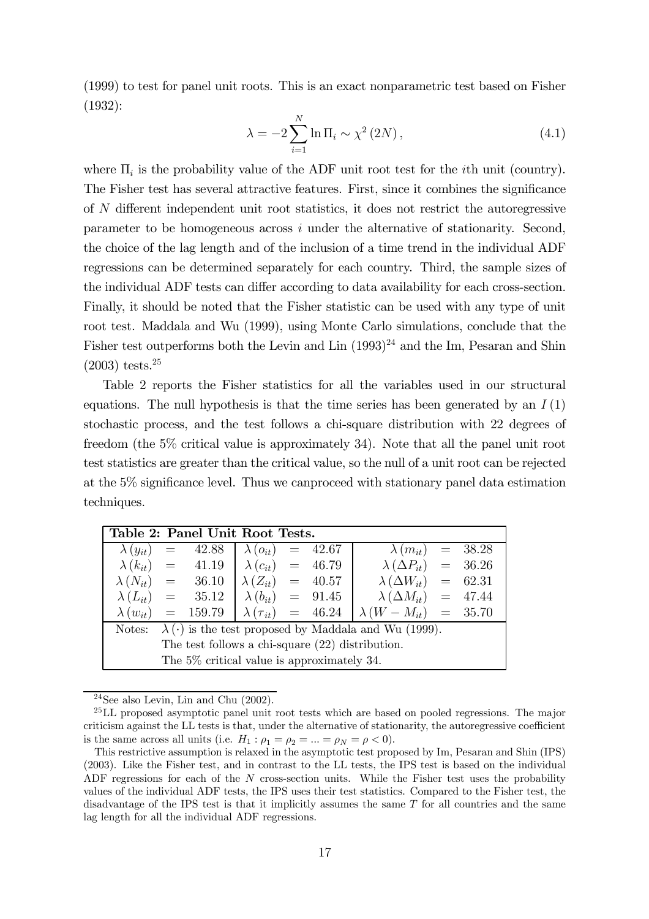(1999) to test for panel unit roots. This is an exact nonparametric test based on Fisher (1932):

$$\lambda = -2 \sum_{i=1}^{N} \ln \Pi_i \sim \chi^2 (2N), \tag{4.1}$$

where $\Pi_i$ is the probability value of the ADF unit root test for the $i$th unit (country). The Fisher test has several attractive features. First, since it combines the significance of $N$ different independent unit root statistics, it does not restrict the autoregressive parameter to be homogeneous across $i$ under the alternative of stationarity. Second, the choice of the lag length and of the inclusion of a time trend in the individual ADF regressions can be determined separately for each country. Third, the sample sizes of the individual ADF tests can differ according to data availability for each cross-section. Finally, it should be noted that the Fisher statistic can be used with any type of unit root test. Maddala and Wu (1999), using Monte Carlo simulations, conclude that the Fisher test outperforms both the Levin and Lin (1993)[24] and the Im, Pesaran and Shin (2003) tests.[25]

Table 2 reports the Fisher statistics for all the variables used in our structural equations. The null hypothesis is that the time series has been generated by an $I(1)$ stochastic process, and the test follows a chi-square distribution with 22 degrees of freedom (the 5% critical value is approximately 34). Note that all the panel unit root test statistics are greater than the critical value, so the null of a unit root can be rejected at the 5% significance level. Thus we canproceed with stationary panel data estimation techniques.

**Table 2: Panel Unit Root Tests.**

| | | |
|---|---|---|
| $\lambda(y_{it}) = 42.88$ | $\lambda(o_{it}) = 42.67$ | $\lambda(m_{it}) = 38.28$ |
| $\lambda(k_{it}) = 41.19$ | $\lambda(c_{it}) = 46.79$ | $\lambda(\Delta P_{it}) = 36.26$ |
| $\lambda(N_{it}) = 36.10$ | $\lambda(Z_{it}) = 40.57$ | $\lambda(\Delta W_{it}) = 62.31$ |
| $\lambda(L_{it}) = 35.12$ | $\lambda(b_{it}) = 91.45$ | $\lambda(\Delta M_{it}) = 47.44$ |
| $\lambda(w_{it}) = 159.79$ | $\lambda(\tau_{it}) = 46.24$ | $\lambda(W - M_{it}) = 35.70$ |

Notes: $\lambda(\cdot)$ is the test proposed by Maddala and Wu (1999).
The test follows a chi-square (22) distribution.
The 5% critical value is approximately 34.

[24] See also Levin, Lin and Chu (2002).

[25] LL proposed asymptotic panel unit root tests which are based on pooled regressions. The major criticism against the LL tests is that, under the alternative of stationarity, the autoregressive coefficient is the same across all units (i.e. $H_1 : \rho_1 = \rho_2 = ... = \rho_N = \rho < 0$).

This restrictive assumption is relaxed in the asymptotic test proposed by Im, Pesaran and Shin (IPS) (2003). Like the Fisher test, and in contrast to the LL tests, the IPS test is based on the individual ADF regressions for each of the $N$ cross-section units. While the Fisher test uses the probability values of the individual ADF tests, the IPS uses their test statistics. Compared to the Fisher test, the disadvantage of the IPS test is that it implicitly assumes the same $T$ for all countries and the same lag length for all the individual ADF regressions.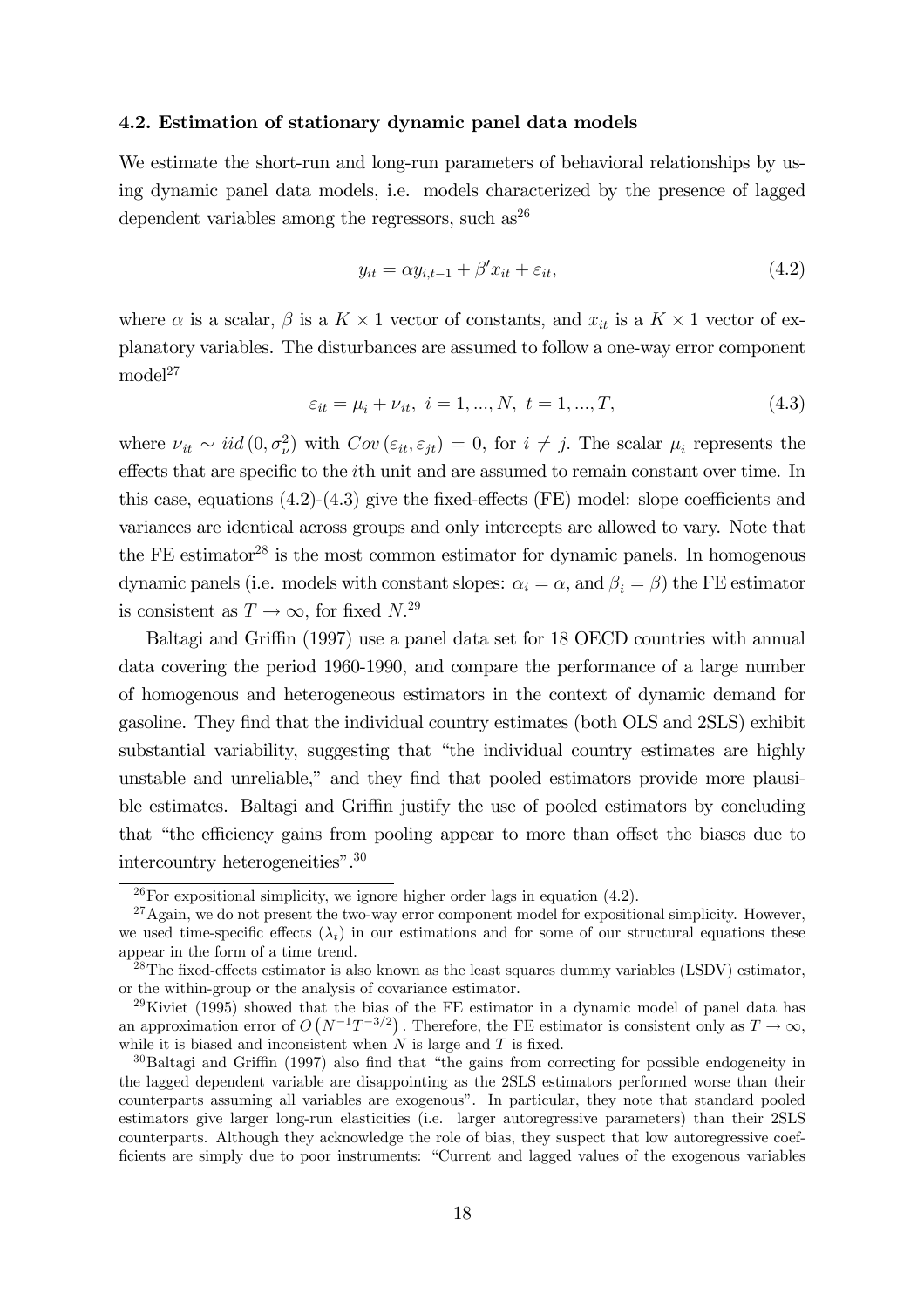### 4.2. Estimation of stationary dynamic panel data models

We estimate the short-run and long-run parameters of behavioral relationships by using dynamic panel data models, i.e. models characterized by the presence of lagged dependent variables among the regressors, such as[26]

$$y_{it} = \alpha y_{i,t-1} + \beta' x_{it} + \varepsilon_{it}, \tag{4.2}$$

where $\alpha$ is a scalar, $\beta$ is a $K \times 1$ vector of constants, and $x_{it}$ is a $K \times 1$ vector of explanatory variables. The disturbances are assumed to follow a one-way error component model[27]

$$\varepsilon_{it} = \mu_i + \nu_{it}, \; i = 1, ..., N, \; t = 1, ..., T, \tag{4.3}$$

where $\nu_{it} \sim iid\left(0, \sigma_\nu^2\right)$ with $Cov\left(\varepsilon_{it}, \varepsilon_{jt}\right) = 0$, for $i \neq j$. The scalar $\mu_i$ represents the effects that are specific to the $i$th unit and are assumed to remain constant over time. In this case, equations (4.2)-(4.3) give the fixed-effects (FE) model: slope coefficients and variances are identical across groups and only intercepts are allowed to vary. Note that the FE estimator[28] is the most common estimator for dynamic panels. In homogenous dynamic panels (i.e. models with constant slopes: $\alpha_i = \alpha$, and $\beta_i = \beta$) the FE estimator is consistent as $T \to \infty$, for fixed $N$.[29]

Baltagi and Griffin (1997) use a panel data set for 18 OECD countries with annual data covering the period 1960-1990, and compare the performance of a large number of homogenous and heterogeneous estimators in the context of dynamic demand for gasoline. They find that the individual country estimates (both OLS and 2SLS) exhibit substantial variability, suggesting that "the individual country estimates are highly unstable and unreliable," and they find that pooled estimators provide more plausible estimates. Baltagi and Griffin justify the use of pooled estimators by concluding that "the efficiency gains from pooling appear to more than offset the biases due to intercountry heterogeneities".[30]

---

[26] For expositional simplicity, we ignore higher order lags in equation (4.2).

[27] Again, we do not present the two-way error component model for expositional simplicity. However, we used time-specific effects ($\lambda_t$) in our estimations and for some of our structural equations these appear in the form of a time trend.

[28] The fixed-effects estimator is also known as the least squares dummy variables (LSDV) estimator, or the within-group or the analysis of covariance estimator.

[29] Kiviet (1995) showed that the bias of the FE estimator in a dynamic model of panel data has an approximation error of $O\left(N^{-1}T^{-3/2}\right)$. Therefore, the FE estimator is consistent only as $T \to \infty$, while it is biased and inconsistent when $N$ is large and $T$ is fixed.

[30] Baltagi and Griffin (1997) also find that "the gains from correcting for possible endogeneity in the lagged dependent variable are disappointing as the 2SLS estimators performed worse than their counterparts assuming all variables are exogenous". In particular, they note that standard pooled estimators give larger long-run elasticities (i.e. larger autoregressive parameters) than their 2SLS counterparts. Although they acknowledge the role of bias, they suspect that low autoregressive coefficients are simply due to poor instruments: "Current and lagged values of the exogenous variables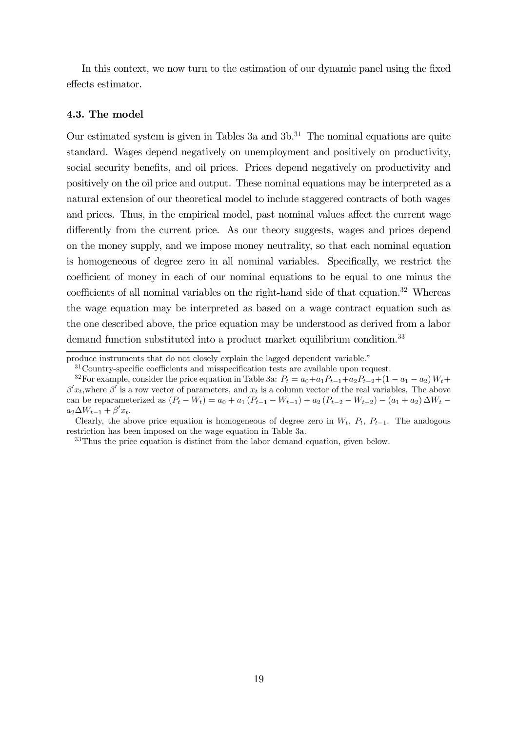In this context, we now turn to the estimation of our dynamic panel using the fixed effects estimator.

### 4.3. The model

Our estimated system is given in Tables 3a and 3b.[31] The nominal equations are quite standard. Wages depend negatively on unemployment and positively on productivity, social security benefits, and oil prices. Prices depend negatively on productivity and positively on the oil price and output. These nominal equations may be interpreted as a natural extension of our theoretical model to include staggered contracts of both wages and prices. Thus, in the empirical model, past nominal values affect the current wage differently from the current price. As our theory suggests, wages and prices depend on the money supply, and we impose money neutrality, so that each nominal equation is homogeneous of degree zero in all nominal variables. Specifically, we restrict the coefficient of money in each of our nominal equations to be equal to one minus the coefficients of all nominal variables on the right-hand side of that equation.[32] Whereas the wage equation may be interpreted as based on a wage contract equation such as the one described above, the price equation may be understood as derived from a labor demand function substituted into a product market equilibrium condition.[33]

---

produce instruments that do not closely explain the lagged dependent variable."

[31] Country-specific coefficients and misspecification tests are available upon request.

[32] For example, consider the price equation in Table 3a: $P_t = a_0 + a_1 P_{t-1} + a_2 P_{t-2} + (1 - a_1 - a_2) W_t + \beta' x_t$, where $\beta'$ is a row vector of parameters, and $x_t$ is a column vector of the real variables. The above can be reparameterized as $(P_t - W_t) = a_0 + a_1 (P_{t-1} - W_{t-1}) + a_2 (P_{t-2} - W_{t-2}) - (a_1 + a_2) \Delta W_t - a_2 \Delta W_{t-1} + \beta' x_t$.

Clearly, the above price equation is homogeneous of degree zero in $W_t$, $P_t$, $P_{t-1}$. The analogous restriction has been imposed on the wage equation in Table 3a.

[33] Thus the price equation is distinct from the labor demand equation, given below.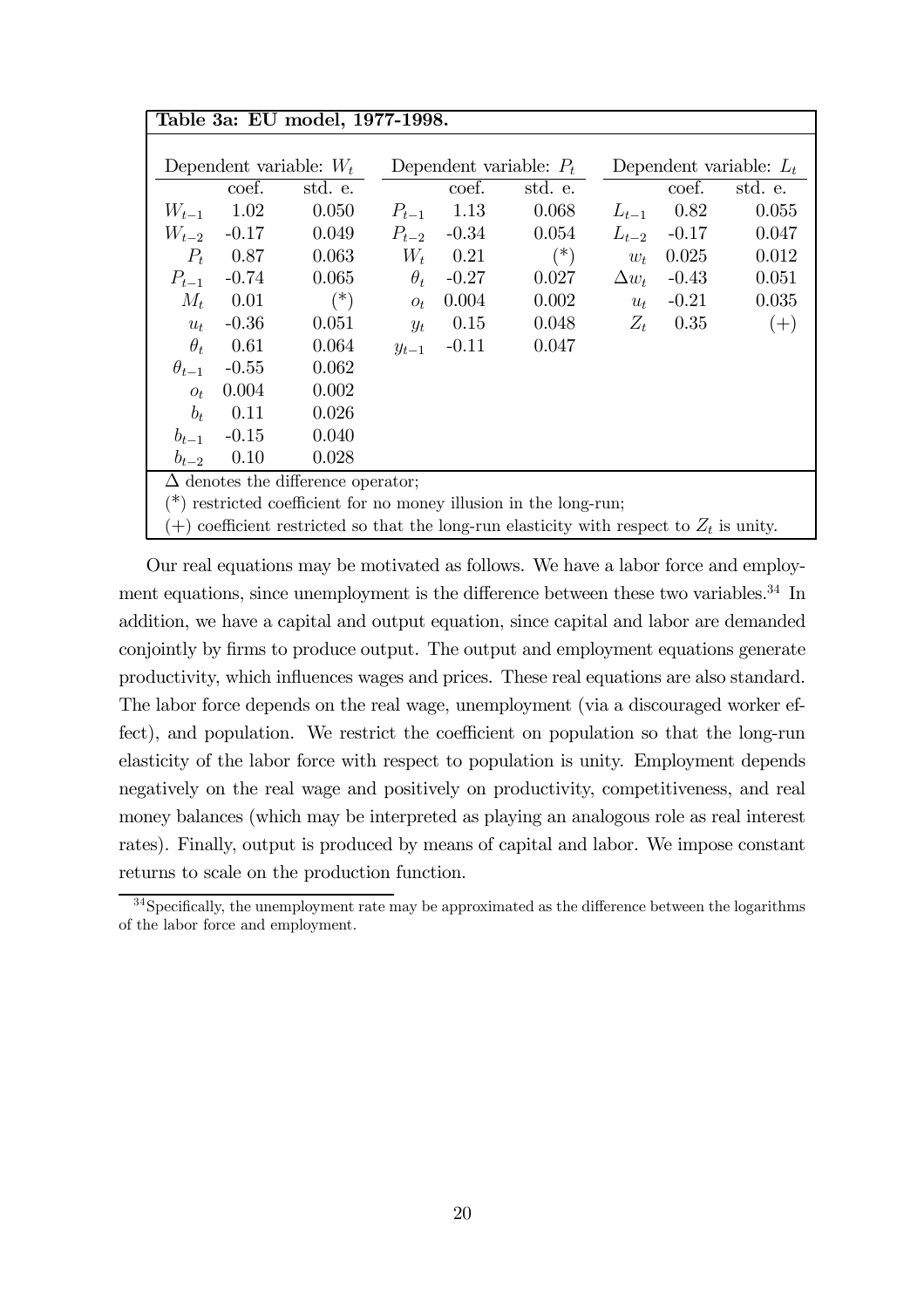**Table 3a: EU model, 1977-1998.**

| Dependent variable: $W_t$ | | | Dependent variable: $P_t$ | | | Dependent variable: $L_t$ | | |
|---|---|---|---|---|---|---|---|---|
| | coef. | std. e. | | coef. | std. e. | | coef. | std. e. |
| $W_{t-1}$ | 1.02 | 0.050 | $P_{t-1}$ | 1.13 | 0.068 | $L_{t-1}$ | 0.82 | 0.055 |
| $W_{t-2}$ | -0.17 | 0.049 | $P_{t-2}$ | -0.34 | 0.054 | $L_{t-2}$ | -0.17 | 0.047 |
| $P_t$ | 0.87 | 0.063 | $W_t$ | 0.21 | (*) | $w_t$ | 0.025 | 0.012 |
| $P_{t-1}$ | -0.74 | 0.065 | $\theta_t$ | -0.27 | 0.027 | $\Delta w_t$ | -0.43 | 0.051 |
| $M_t$ | 0.01 | (*) | $o_t$ | 0.004 | 0.002 | $u_t$ | -0.21 | 0.035 |
| $u_t$ | -0.36 | 0.051 | $y_t$ | 0.15 | 0.048 | $Z_t$ | 0.35 | (+) |
| $\theta_t$ | 0.61 | 0.064 | $y_{t-1}$ | -0.11 | 0.047 | | | |
| $\theta_{t-1}$ | -0.55 | 0.062 | | | | | | |
| $o_t$ | 0.004 | 0.002 | | | | | | |
| $b_t$ | 0.11 | 0.026 | | | | | | |
| $b_{t-1}$ | -0.15 | 0.040 | | | | | | |
| $b_{t-2}$ | 0.10 | 0.028 | | | | | | |

$\Delta$ denotes the difference operator;

(*) restricted coefficient for no money illusion in the long-run;

(+) coefficient restricted so that the long-run elasticity with respect to $Z_t$ is unity.

Our real equations may be motivated as follows. We have a labor force and employment equations, since unemployment is the difference between these two variables.[34] In addition, we have a capital and output equation, since capital and labor are demanded conjointly by firms to produce output. The output and employment equations generate productivity, which influences wages and prices. These real equations are also standard. The labor force depends on the real wage, unemployment (via a discouraged worker effect), and population. We restrict the coefficient on population so that the long-run elasticity of the labor force with respect to population is unity. Employment depends negatively on the real wage and positively on productivity, competitiveness, and real money balances (which may be interpreted as playing an analogous role as real interest rates). Finally, output is produced by means of capital and labor. We impose constant returns to scale on the production function.

[34] Specifically, the unemployment rate may be approximated as the difference between the logarithms of the labor force and employment.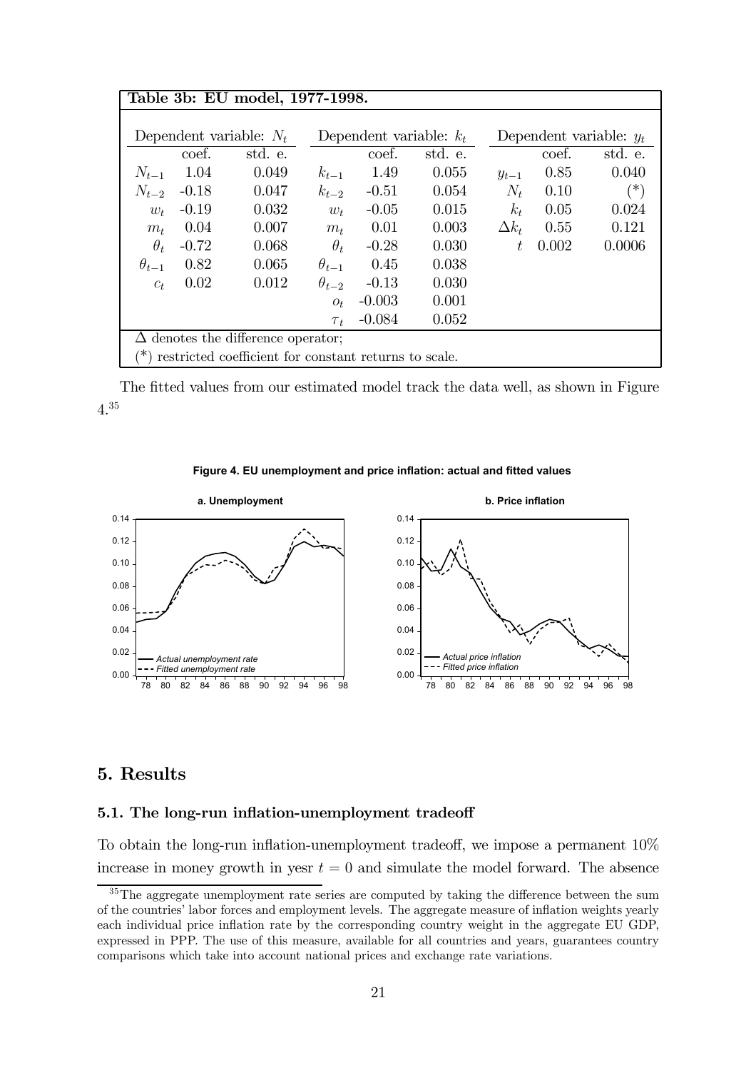**Table 3b: EU model, 1977-1998.**

| Dependent variable: $N_t$ | | | Dependent variable: $k_t$ | | | Dependent variable: $y_t$ | | |
|---|---|---|---|---|---|---|---|---|
| | coef. | std. e. | | coef. | std. e. | | coef. | std. e. |
| $N_{t-1}$ | 1.04 | 0.049 | $k_{t-1}$ | 1.49 | 0.055 | $y_{t-1}$ | 0.85 | 0.040 |
| $N_{t-2}$ | -0.18 | 0.047 | $k_{t-2}$ | -0.51 | 0.054 | $N_t$ | 0.10 | (*) |
| $w_t$ | -0.19 | 0.032 | $w_t$ | -0.05 | 0.015 | $k_t$ | 0.05 | 0.024 |
| $m_t$ | 0.04 | 0.007 | $m_t$ | 0.01 | 0.003 | $\Delta k_t$ | 0.55 | 0.121 |
| $\theta_t$ | -0.72 | 0.068 | $\theta_t$ | -0.28 | 0.030 | $t$ | 0.002 | 0.0006 |
| $\theta_{t-1}$ | 0.82 | 0.065 | $\theta_{t-1}$ | 0.45 | 0.038 | | | |
| $c_t$ | 0.02 | 0.012 | $\theta_{t-2}$ | -0.13 | 0.030 | | | |
| | | | $o_t$ | -0.003 | 0.001 | | | |
| | | | $\tau_t$ | -0.084 | 0.052 | | | |

$\Delta$ denotes the difference operator;
(*) restricted coefficient for constant returns to scale.

The fitted values from our estimated model track the data well, as shown in Figure 4.[35]

**Figure 4. EU unemployment and price inflation: actual and fitted values**

## 5. Results

### 5.1. The long-run inflation-unemployment tradeoff

To obtain the long-run inflation-unemployment tradeoff, we impose a permanent 10% increase in money growth in yesr $t = 0$ and simulate the model forward. The absence

[35] The aggregate unemployment rate series are computed by taking the difference between the sum of the countries' labor forces and employment levels. The aggregate measure of inflation weights yearly each individual price inflation rate by the corresponding country weight in the aggregate EU GDP, expressed in PPP. The use of this measure, available for all countries and years, guarantees country comparisons which take into account national prices and exchange rate variations.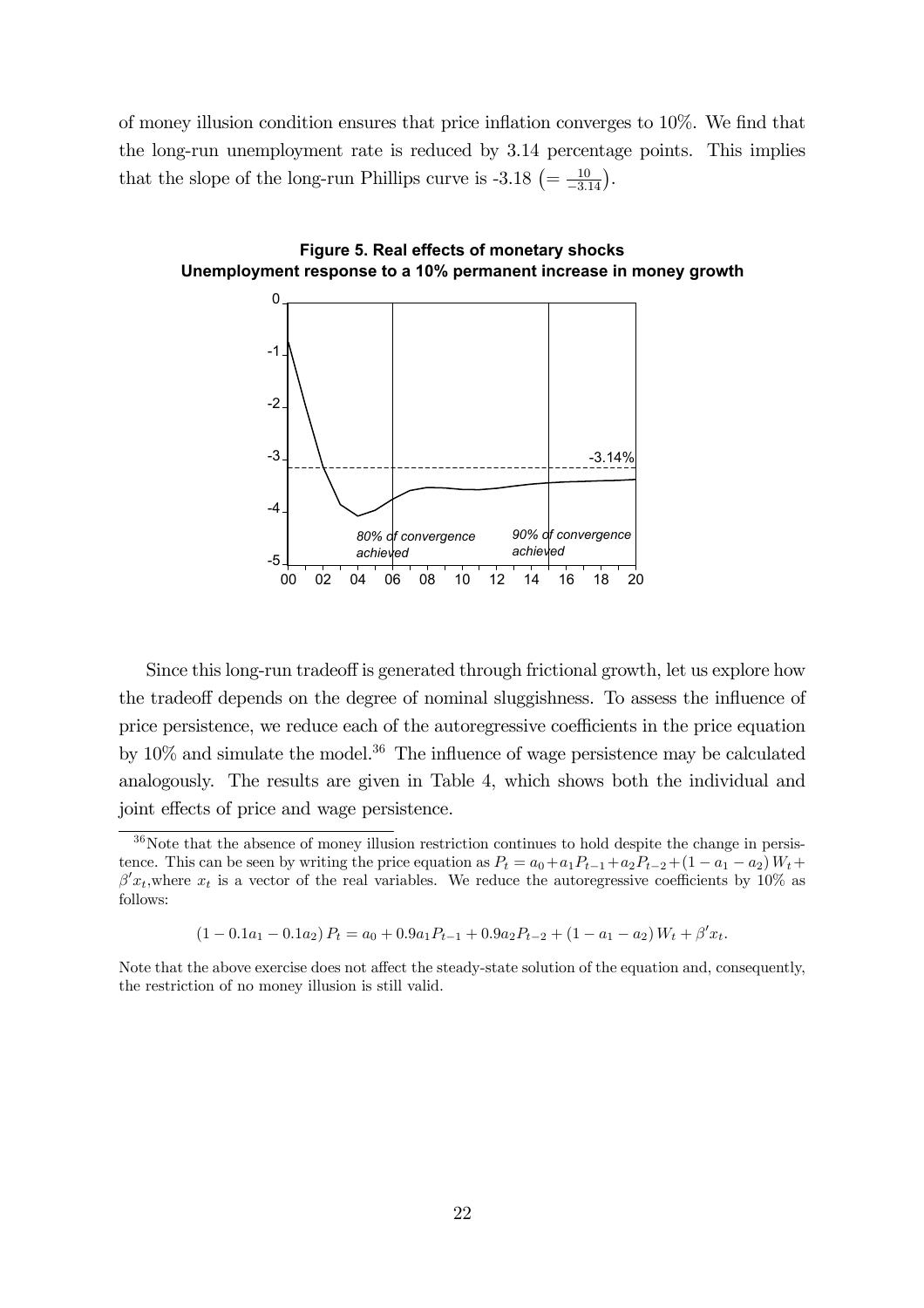of money illusion condition ensures that price inflation converges to 10%. We find that the long-run unemployment rate is reduced by 3.14 percentage points. This implies that the slope of the long-run Phillips curve is -3.18 $\left(=\frac{10}{-3.14}\right)$.

**Figure 5. Real effects of monetary shocks**
**Unemployment response to a 10% permanent increase in money growth**

Since this long-run tradeoff is generated through frictional growth, let us explore how the tradeoff depends on the degree of nominal sluggishness. To assess the influence of price persistence, we reduce each of the autoregressive coefficients in the price equation by 10% and simulate the model.[36] The influence of wage persistence may be calculated analogously. The results are given in Table 4, which shows both the individual and joint effects of price and wage persistence.

[36] Note that the absence of money illusion restriction continues to hold despite the change in persistence. This can be seen by writing the price equation as $P_t = a_0 + a_1 P_{t-1} + a_2 P_{t-2} + (1 - a_1 - a_2) W_t + \beta' x_t$, where $x_t$ is a vector of the real variables. We reduce the autoregressive coefficients by 10% as follows:

$$(1 - 0.1a_1 - 0.1a_2) P_t = a_0 + 0.9a_1 P_{t-1} + 0.9a_2 P_{t-2} + (1 - a_1 - a_2) W_t + \beta' x_t.$$

Note that the above exercise does not affect the steady-state solution of the equation and, consequently, the restriction of no money illusion is still valid.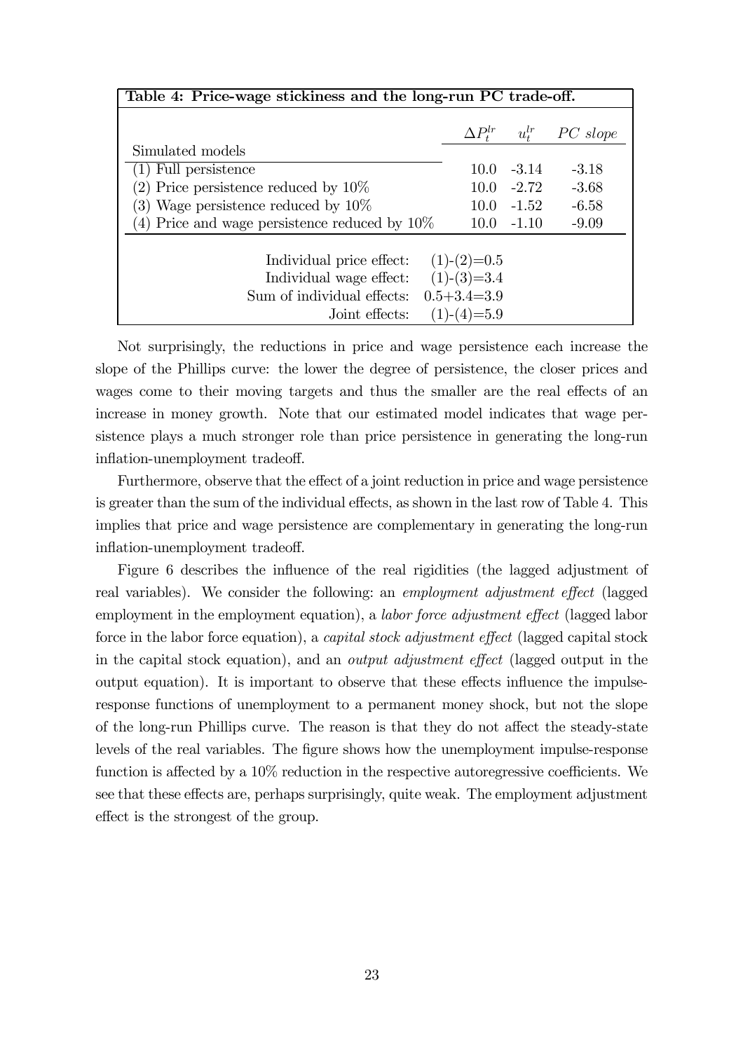**Table 4: Price-wage stickiness and the long-run PC trade-off.**

| Simulated models | $\Delta P_t^{lr}$ | $u_t^{lr}$ | *PC slope* |
|---|---|---|---|
| (1) Full persistence | 10.0 | -3.14 | -3.18 |
| (2) Price persistence reduced by 10% | 10.0 | -2.72 | -3.68 |
| (3) Wage persistence reduced by 10% | 10.0 | -1.52 | -6.58 |
| (4) Price and wage persistence reduced by 10% | 10.0 | -1.10 | -9.09 |

| | |
|---|---|
| Individual price effect: | (1)-(2)=0.5 |
| Individual wage effect: | (1)-(3)=3.4 |
| Sum of individual effects: | 0.5+3.4=3.9 |
| Joint effects: | (1)-(4)=5.9 |

Not surprisingly, the reductions in price and wage persistence each increase the slope of the Phillips curve: the lower the degree of persistence, the closer prices and wages come to their moving targets and thus the smaller are the real effects of an increase in money growth. Note that our estimated model indicates that wage persistence plays a much stronger role than price persistence in generating the long-run inflation-unemployment tradeoff.

Furthermore, observe that the effect of a joint reduction in price and wage persistence is greater than the sum of the individual effects, as shown in the last row of Table 4. This implies that price and wage persistence are complementary in generating the long-run inflation-unemployment tradeoff.

Figure 6 describes the influence of the real rigidities (the lagged adjustment of real variables). We consider the following: an *employment adjustment effect* (lagged employment in the employment equation), a *labor force adjustment effect* (lagged labor force in the labor force equation), a *capital stock adjustment effect* (lagged capital stock in the capital stock equation), and an *output adjustment effect* (lagged output in the output equation). It is important to observe that these effects influence the impulse-response functions of unemployment to a permanent money shock, but not the slope of the long-run Phillips curve. The reason is that they do not affect the steady-state levels of the real variables. The figure shows how the unemployment impulse-response function is affected by a 10% reduction in the respective autoregressive coefficients. We see that these effects are, perhaps surprisingly, quite weak. The employment adjustment effect is the strongest of the group.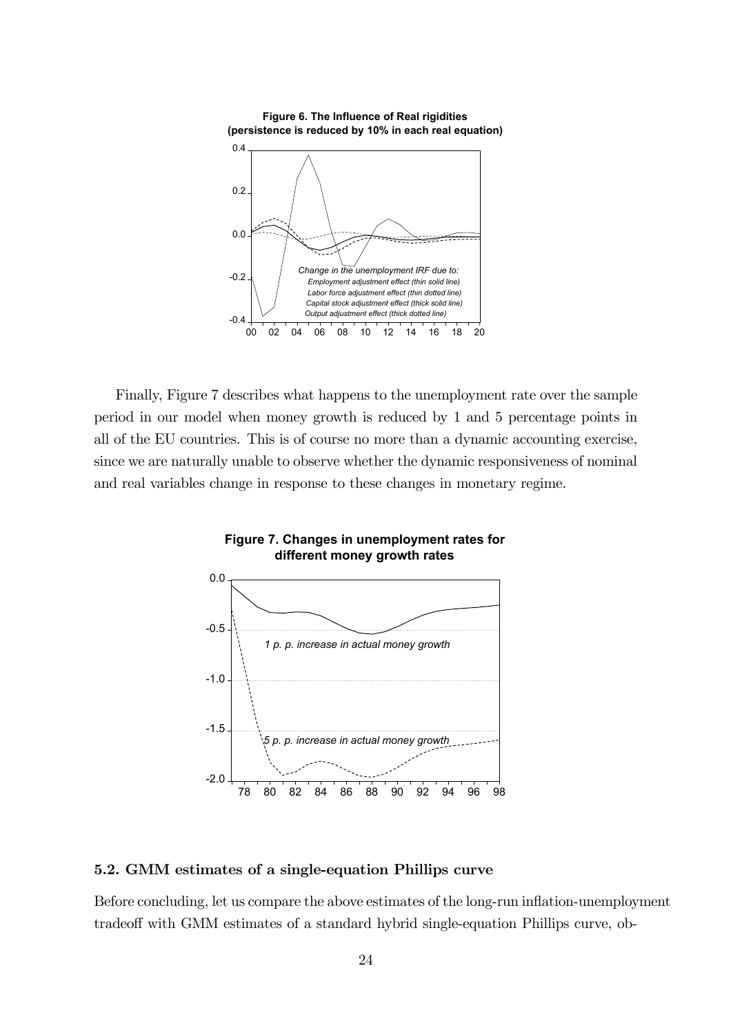**Figure 6. The Influence of Real rigidities (persistence is reduced by 10% in each real equation)**

Finally, Figure 7 describes what happens to the unemployment rate over the sample period in our model when money growth is reduced by 1 and 5 percentage points in all of the EU countries. This is of course no more than a dynamic accounting exercise, since we are naturally unable to observe whether the dynamic responsiveness of nominal and real variables change in response to these changes in monetary regime.

**Figure 7. Changes in unemployment rates for different money growth rates**

### 5.2. GMM estimates of a single-equation Phillips curve

Before concluding, let us compare the above estimates of the long-run inflation-unemployment tradeoff with GMM estimates of a standard hybrid single-equation Phillips curve, ob-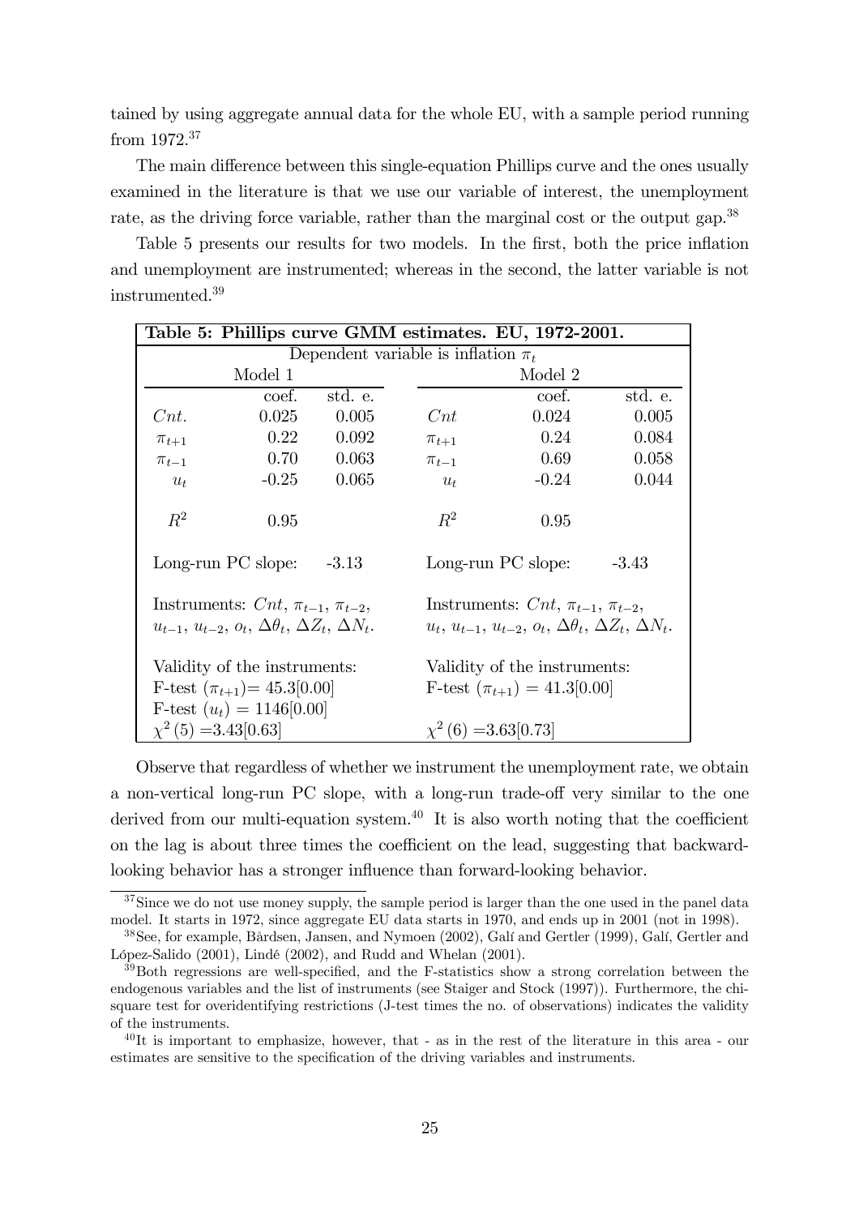tained by using aggregate annual data for the whole EU, with a sample period running from 1972.[37]

The main difference between this single-equation Phillips curve and the ones usually examined in the literature is that we use our variable of interest, the unemployment rate, as the driving force variable, rather than the marginal cost or the output gap.[38]

Table 5 presents our results for two models. In the first, both the price inflation and unemployment are instrumented; whereas in the second, the latter variable is not instrumented.[39]

**Table 5: Phillips curve GMM estimates. EU, 1972-2001.**

Dependent variable is inflation $\pi_t$

| Model 1 | | | Model 2 | | |
|---|---|---|---|---|---|
| | coef. | std. e. | | coef. | std. e. |
| $Cnt.$ | 0.025 | 0.005 | $Cnt$ | 0.024 | 0.005 |
| $\pi_{t+1}$ | 0.22 | 0.092 | $\pi_{t+1}$ | 0.24 | 0.084 |
| $\pi_{t-1}$ | 0.70 | 0.063 | $\pi_{t-1}$ | 0.69 | 0.058 |
| $u_t$ | -0.25 | 0.065 | $u_t$ | -0.24 | 0.044 |
| $R^2$ | 0.95 | | $R^2$ | 0.95 | |
| Long-run PC slope: | | -3.13 | Long-run PC slope: | | -3.43 |
| Instruments: $Cnt$, $\pi_{t-1}$, $\pi_{t-2}$, $u_{t-1}$, $u_{t-2}$, $o_t$, $\Delta\theta_t$, $\Delta Z_t$, $\Delta N_t$. | | | Instruments: $Cnt$, $\pi_{t-1}$, $\pi_{t-2}$, $u_t$, $u_{t-1}$, $u_{t-2}$, $o_t$, $\Delta\theta_t$, $\Delta Z_t$, $\Delta N_t$. | | |
| Validity of the instruments: | | | Validity of the instruments: | | |
| F-test ($\pi_{t+1}$)= 45.3[0.00] | | | F-test ($\pi_{t+1}$) = 41.3[0.00] | | |
| F-test ($u_t$) = 1146[0.00] | | | | | |
| $\chi^2(5)$ =3.43[0.63] | | | $\chi^2(6)$ =3.63[0.73] | | |

Observe that regardless of whether we instrument the unemployment rate, we obtain a non-vertical long-run PC slope, with a long-run trade-off very similar to the one derived from our multi-equation system.[40] It is also worth noting that the coefficient on the lag is about three times the coefficient on the lead, suggesting that backward-looking behavior has a stronger influence than forward-looking behavior.

[37] Since we do not use money supply, the sample period is larger than the one used in the panel data model. It starts in 1972, since aggregate EU data starts in 1970, and ends up in 2001 (not in 1998).

[38] See, for example, Bårdsen, Jansen, and Nymoen (2002), Galí and Gertler (1999), Galí, Gertler and López-Salido (2001), Lindé (2002), and Rudd and Whelan (2001).

[39] Both regressions are well-specified, and the F-statistics show a strong correlation between the endogenous variables and the list of instruments (see Staiger and Stock (1997)). Furthermore, the chi-square test for overidentifying restrictions (J-test times the no. of observations) indicates the validity of the instruments.

[40] It is important to emphasize, however, that - as in the rest of the literature in this area - our estimates are sensitive to the specification of the driving variables and instruments.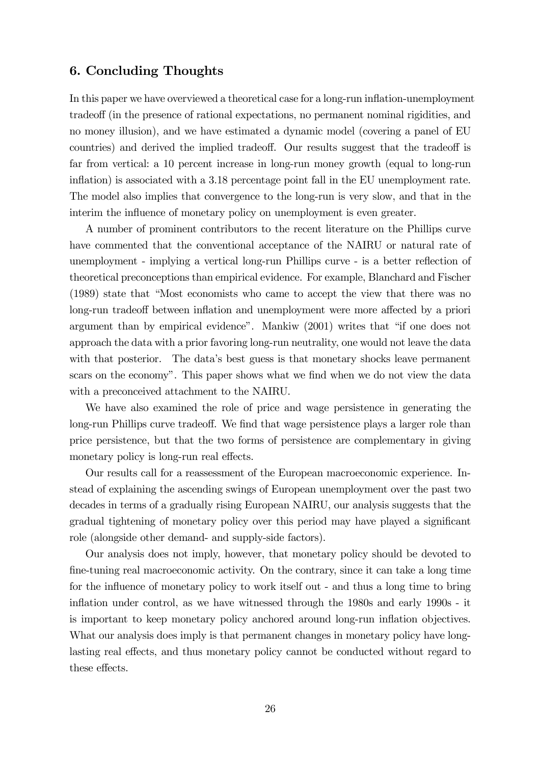## 6. Concluding Thoughts

In this paper we have overviewed a theoretical case for a long-run inflation-unemployment tradeoff (in the presence of rational expectations, no permanent nominal rigidities, and no money illusion), and we have estimated a dynamic model (covering a panel of EU countries) and derived the implied tradeoff. Our results suggest that the tradeoff is far from vertical: a 10 percent increase in long-run money growth (equal to long-run inflation) is associated with a 3.18 percentage point fall in the EU unemployment rate. The model also implies that convergence to the long-run is very slow, and that in the interim the influence of monetary policy on unemployment is even greater.

A number of prominent contributors to the recent literature on the Phillips curve have commented that the conventional acceptance of the NAIRU or natural rate of unemployment - implying a vertical long-run Phillips curve - is a better reflection of theoretical preconceptions than empirical evidence. For example, Blanchard and Fischer (1989) state that "Most economists who came to accept the view that there was no long-run tradeoff between inflation and unemployment were more affected by a priori argument than by empirical evidence". Mankiw (2001) writes that "if one does not approach the data with a prior favoring long-run neutrality, one would not leave the data with that posterior. The data's best guess is that monetary shocks leave permanent scars on the economy". This paper shows what we find when we do not view the data with a preconceived attachment to the NAIRU.

We have also examined the role of price and wage persistence in generating the long-run Phillips curve tradeoff. We find that wage persistence plays a larger role than price persistence, but that the two forms of persistence are complementary in giving monetary policy is long-run real effects.

Our results call for a reassessment of the European macroeconomic experience. Instead of explaining the ascending swings of European unemployment over the past two decades in terms of a gradually rising European NAIRU, our analysis suggests that the gradual tightening of monetary policy over this period may have played a significant role (alongside other demand- and supply-side factors).

Our analysis does not imply, however, that monetary policy should be devoted to fine-tuning real macroeconomic activity. On the contrary, since it can take a long time for the influence of monetary policy to work itself out - and thus a long time to bring inflation under control, as we have witnessed through the 1980s and early 1990s - it is important to keep monetary policy anchored around long-run inflation objectives. What our analysis does imply is that permanent changes in monetary policy have long-lasting real effects, and thus monetary policy cannot be conducted without regard to these effects.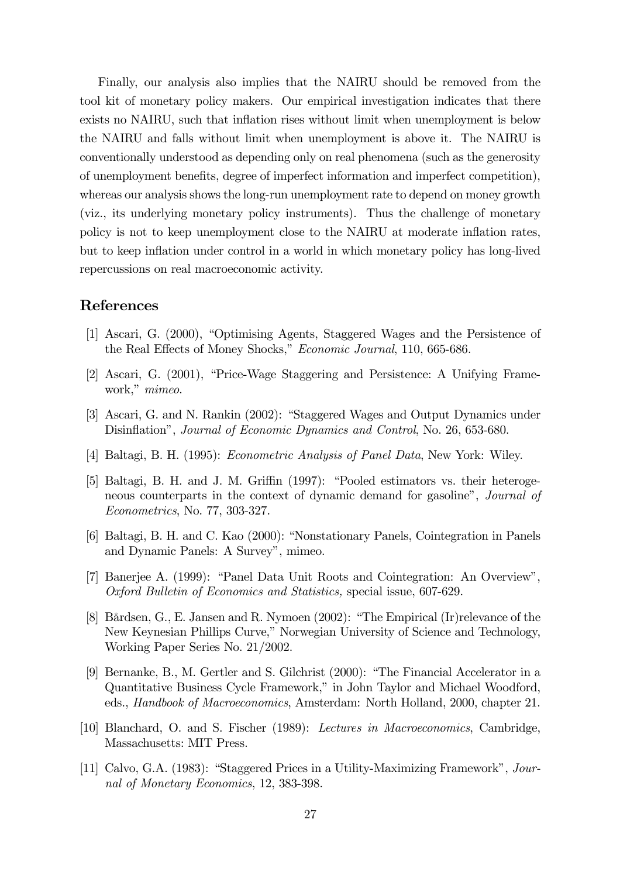Finally, our analysis also implies that the NAIRU should be removed from the tool kit of monetary policy makers. Our empirical investigation indicates that there exists no NAIRU, such that inflation rises without limit when unemployment is below the NAIRU and falls without limit when unemployment is above it. The NAIRU is conventionally understood as depending only on real phenomena (such as the generosity of unemployment benefits, degree of imperfect information and imperfect competition), whereas our analysis shows the long-run unemployment rate to depend on money growth (viz., its underlying monetary policy instruments). Thus the challenge of monetary policy is not to keep unemployment close to the NAIRU at moderate inflation rates, but to keep inflation under control in a world in which monetary policy has long-lived repercussions on real macroeconomic activity.

## References

[1] Ascari, G. (2000), "Optimising Agents, Staggered Wages and the Persistence of the Real Effects of Money Shocks," *Economic Journal*, 110, 665-686.

[2] Ascari, G. (2001), "Price-Wage Staggering and Persistence: A Unifying Framework," *mimeo*.

[3] Ascari, G. and N. Rankin (2002): "Staggered Wages and Output Dynamics under Disinflation", *Journal of Economic Dynamics and Control*, No. 26, 653-680.

[4] Baltagi, B. H. (1995): *Econometric Analysis of Panel Data*, New York: Wiley.

[5] Baltagi, B. H. and J. M. Griffin (1997): "Pooled estimators vs. their heterogeneous counterparts in the context of dynamic demand for gasoline", *Journal of Econometrics*, No. 77, 303-327.

[6] Baltagi, B. H. and C. Kao (2000): "Nonstationary Panels, Cointegration in Panels and Dynamic Panels: A Survey", mimeo.

[7] Banerjee A. (1999): "Panel Data Unit Roots and Cointegration: An Overview", *Oxford Bulletin of Economics and Statistics,* special issue, 607-629.

[8] Bårdsen, G., E. Jansen and R. Nymoen (2002): "The Empirical (Ir)relevance of the New Keynesian Phillips Curve," Norwegian University of Science and Technology, Working Paper Series No. 21/2002.

[9] Bernanke, B., M. Gertler and S. Gilchrist (2000): "The Financial Accelerator in a Quantitative Business Cycle Framework," in John Taylor and Michael Woodford, eds., *Handbook of Macroeconomics*, Amsterdam: North Holland, 2000, chapter 21.

[10] Blanchard, O. and S. Fischer (1989): *Lectures in Macroeconomics*, Cambridge, Massachusetts: MIT Press.

[11] Calvo, G.A. (1983): "Staggered Prices in a Utility-Maximizing Framework", *Journal of Monetary Economics*, 12, 383-398.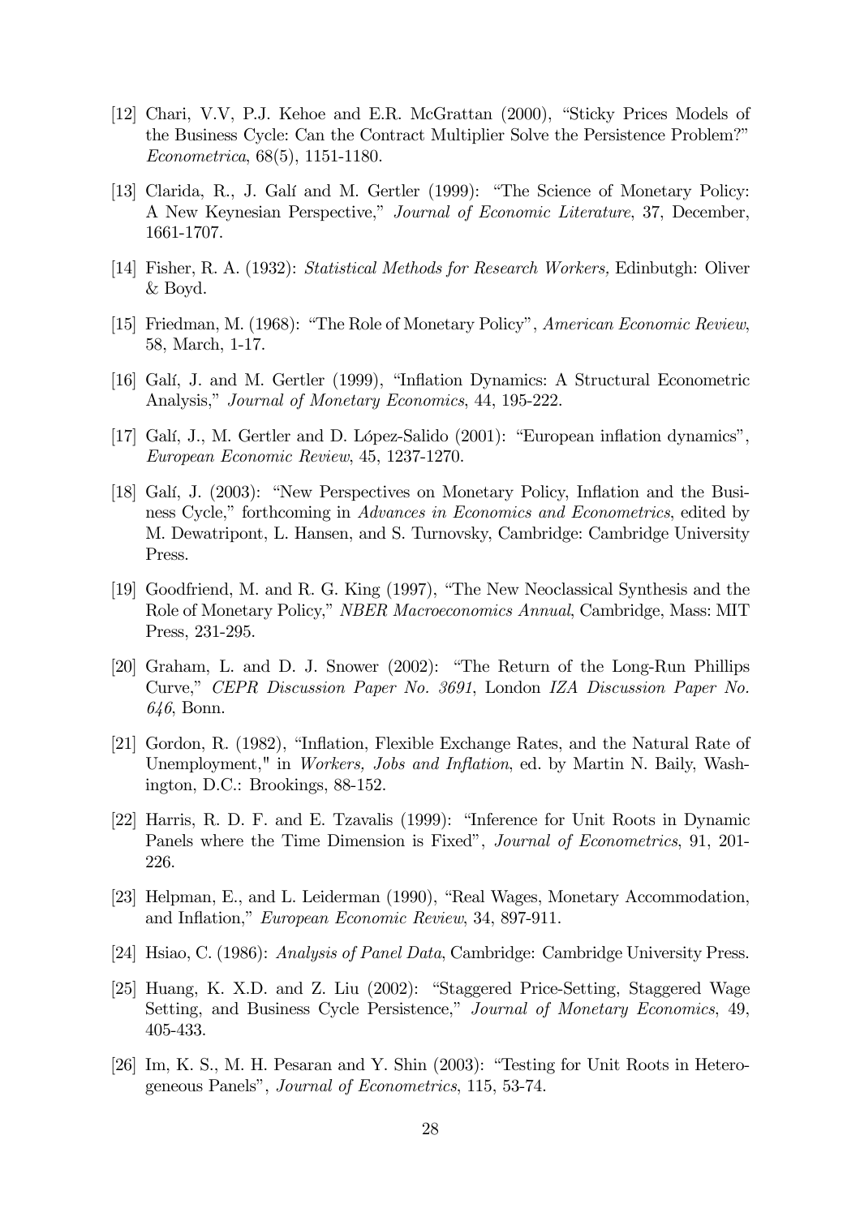[12] Chari, V.V, P.J. Kehoe and E.R. McGrattan (2000), "Sticky Prices Models of the Business Cycle: Can the Contract Multiplier Solve the Persistence Problem?" *Econometrica*, 68(5), 1151-1180.

[13] Clarida, R., J. Galí and M. Gertler (1999): "The Science of Monetary Policy: A New Keynesian Perspective," *Journal of Economic Literature*, 37, December, 1661-1707.

[14] Fisher, R. A. (1932): *Statistical Methods for Research Workers,* Edinbutgh: Oliver & Boyd.

[15] Friedman, M. (1968): "The Role of Monetary Policy", *American Economic Review*, 58, March, 1-17.

[16] Galí, J. and M. Gertler (1999), "Inflation Dynamics: A Structural Econometric Analysis," *Journal of Monetary Economics*, 44, 195-222.

[17] Galí, J., M. Gertler and D. López-Salido (2001): "European inflation dynamics", *European Economic Review*, 45, 1237-1270.

[18] Galí, J. (2003): "New Perspectives on Monetary Policy, Inflation and the Business Cycle," forthcoming in *Advances in Economics and Econometrics*, edited by M. Dewatripont, L. Hansen, and S. Turnovsky, Cambridge: Cambridge University Press.

[19] Goodfriend, M. and R. G. King (1997), "The New Neoclassical Synthesis and the Role of Monetary Policy," *NBER Macroeconomics Annual*, Cambridge, Mass: MIT Press, 231-295.

[20] Graham, L. and D. J. Snower (2002): "The Return of the Long-Run Phillips Curve," *CEPR Discussion Paper No. 3691*, London *IZA Discussion Paper No. 646*, Bonn.

[21] Gordon, R. (1982), "Inflation, Flexible Exchange Rates, and the Natural Rate of Unemployment," in *Workers, Jobs and Inflation*, ed. by Martin N. Baily, Washington, D.C.: Brookings, 88-152.

[22] Harris, R. D. F. and E. Tzavalis (1999): "Inference for Unit Roots in Dynamic Panels where the Time Dimension is Fixed", *Journal of Econometrics*, 91, 201-226.

[23] Helpman, E., and L. Leiderman (1990), "Real Wages, Monetary Accommodation, and Inflation," *European Economic Review*, 34, 897-911.

[24] Hsiao, C. (1986): *Analysis of Panel Data*, Cambridge: Cambridge University Press.

[25] Huang, K. X.D. and Z. Liu (2002): "Staggered Price-Setting, Staggered Wage Setting, and Business Cycle Persistence," *Journal of Monetary Economics*, 49, 405-433.

[26] Im, K. S., M. H. Pesaran and Y. Shin (2003): "Testing for Unit Roots in Heterogeneous Panels", *Journal of Econometrics*, 115, 53-74.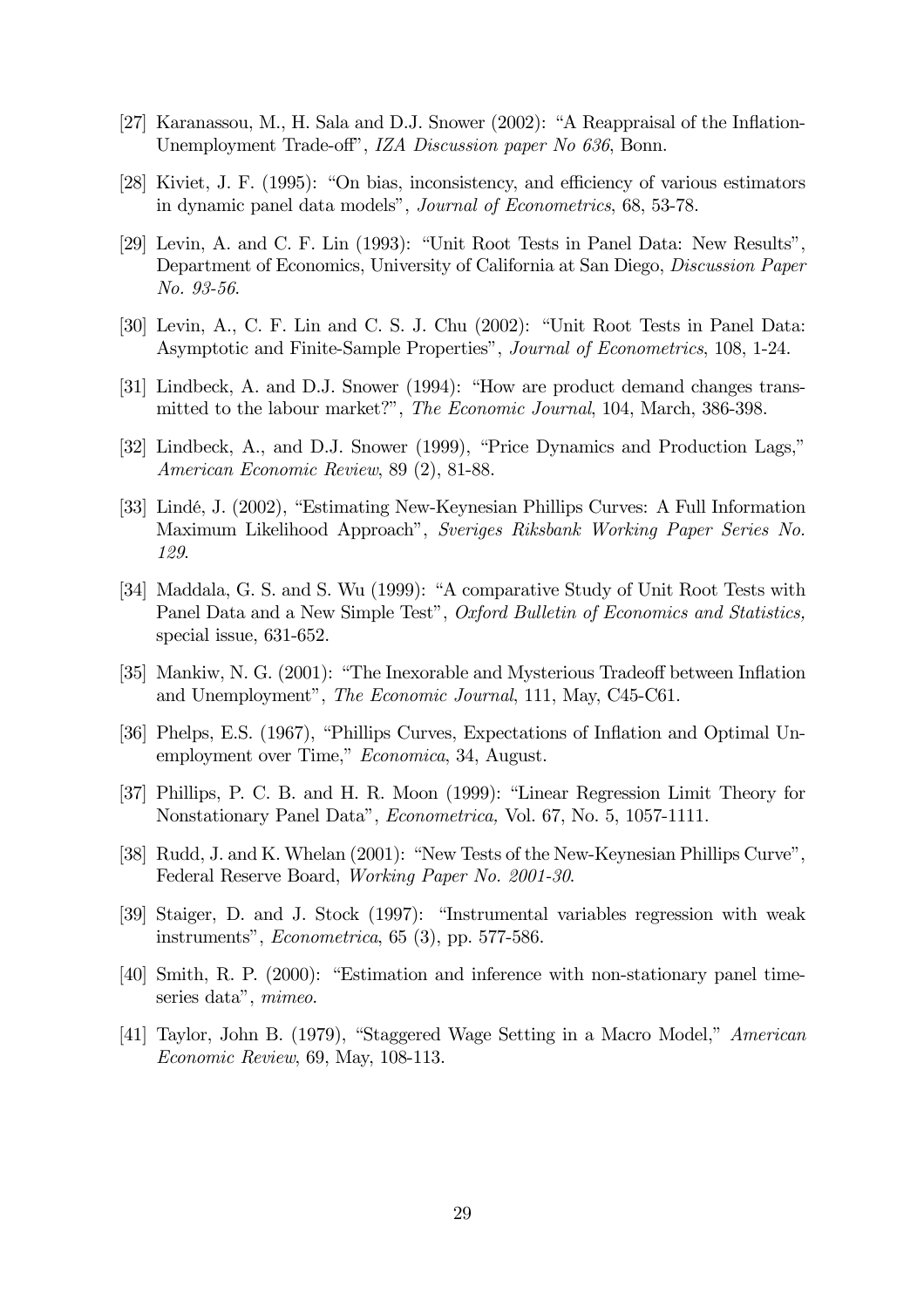[27] Karanassou, M., H. Sala and D.J. Snower (2002): "A Reappraisal of the Inflation-Unemployment Trade-off", *IZA Discussion paper No 636*, Bonn.

[28] Kiviet, J. F. (1995): "On bias, inconsistency, and efficiency of various estimators in dynamic panel data models", *Journal of Econometrics*, 68, 53-78.

[29] Levin, A. and C. F. Lin (1993): "Unit Root Tests in Panel Data: New Results", Department of Economics, University of California at San Diego, *Discussion Paper No. 93-56*.

[30] Levin, A., C. F. Lin and C. S. J. Chu (2002): "Unit Root Tests in Panel Data: Asymptotic and Finite-Sample Properties", *Journal of Econometrics*, 108, 1-24.

[31] Lindbeck, A. and D.J. Snower (1994): "How are product demand changes transmitted to the labour market?", *The Economic Journal*, 104, March, 386-398.

[32] Lindbeck, A., and D.J. Snower (1999), "Price Dynamics and Production Lags," *American Economic Review*, 89 (2), 81-88.

[33] Lindé, J. (2002), "Estimating New-Keynesian Phillips Curves: A Full Information Maximum Likelihood Approach", *Sveriges Riksbank Working Paper Series No. 129*.

[34] Maddala, G. S. and S. Wu (1999): "A comparative Study of Unit Root Tests with Panel Data and a New Simple Test", *Oxford Bulletin of Economics and Statistics,* special issue, 631-652.

[35] Mankiw, N. G. (2001): "The Inexorable and Mysterious Tradeoff between Inflation and Unemployment", *The Economic Journal*, 111, May, C45-C61.

[36] Phelps, E.S. (1967), "Phillips Curves, Expectations of Inflation and Optimal Unemployment over Time," *Economica*, 34, August.

[37] Phillips, P. C. B. and H. R. Moon (1999): "Linear Regression Limit Theory for Nonstationary Panel Data", *Econometrica,* Vol. 67, No. 5, 1057-1111.

[38] Rudd, J. and K. Whelan (2001): "New Tests of the New-Keynesian Phillips Curve", Federal Reserve Board, *Working Paper No. 2001-30*.

[39] Staiger, D. and J. Stock (1997): "Instrumental variables regression with weak instruments", *Econometrica*, 65 (3), pp. 577-586.

[40] Smith, R. P. (2000): "Estimation and inference with non-stationary panel time-series data", *mimeo*.

[41] Taylor, John B. (1979), "Staggered Wage Setting in a Macro Model," *American Economic Review*, 69, May, 108-113.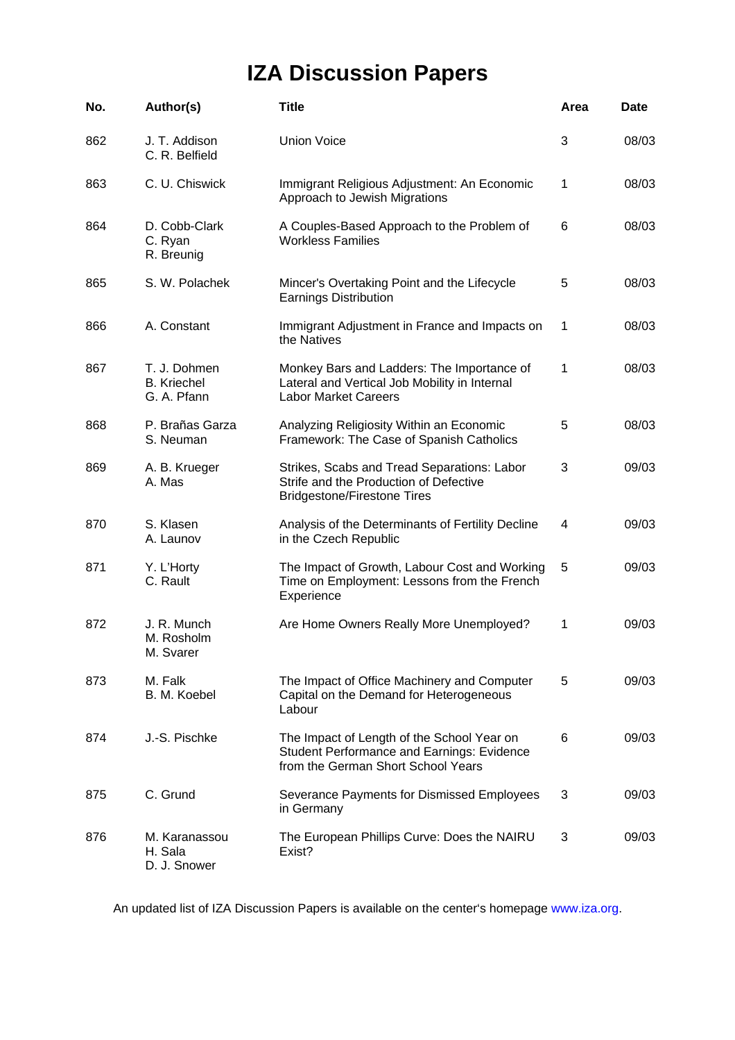# IZA Discussion Papers

| No. | Author(s) | Title | Area | Date |
|---|---|---|---|---|
| 862 | J. T. Addison<br>C. R. Belfield | Union Voice | 3 | 08/03 |
| 863 | C. U. Chiswick | Immigrant Religious Adjustment: An Economic Approach to Jewish Migrations | 1 | 08/03 |
| 864 | D. Cobb-Clark<br>C. Ryan<br>R. Breunig | A Couples-Based Approach to the Problem of Workless Families | 6 | 08/03 |
| 865 | S. W. Polachek | Mincer's Overtaking Point and the Lifecycle Earnings Distribution | 5 | 08/03 |
| 866 | A. Constant | Immigrant Adjustment in France and Impacts on the Natives | 1 | 08/03 |
| 867 | T. J. Dohmen<br>B. Kriechel<br>G. A. Pfann | Monkey Bars and Ladders: The Importance of Lateral and Vertical Job Mobility in Internal Labor Market Careers | 1 | 08/03 |
| 868 | P. Brañas Garza<br>S. Neuman | Analyzing Religiosity Within an Economic Framework: The Case of Spanish Catholics | 5 | 08/03 |
| 869 | A. B. Krueger<br>A. Mas | Strikes, Scabs and Tread Separations: Labor Strife and the Production of Defective Bridgestone/Firestone Tires | 3 | 09/03 |
| 870 | S. Klasen<br>A. Launov | Analysis of the Determinants of Fertility Decline in the Czech Republic | 4 | 09/03 |
| 871 | Y. L'Horty<br>C. Rault | The Impact of Growth, Labour Cost and Working Time on Employment: Lessons from the French Experience | 5 | 09/03 |
| 872 | J. R. Munch<br>M. Rosholm<br>M. Svarer | Are Home Owners Really More Unemployed? | 1 | 09/03 |
| 873 | M. Falk<br>B. M. Koebel | The Impact of Office Machinery and Computer Capital on the Demand for Heterogeneous Labour | 5 | 09/03 |
| 874 | J.-S. Pischke | The Impact of Length of the School Year on Student Performance and Earnings: Evidence from the German Short School Years | 6 | 09/03 |
| 875 | C. Grund | Severance Payments for Dismissed Employees in Germany | 3 | 09/03 |
| 876 | M. Karanassou<br>H. Sala<br>D. J. Snower | The European Phillips Curve: Does the NAIRU Exist? | 3 | 09/03 |

An updated list of IZA Discussion Papers is available on the center's homepage www.iza.org.